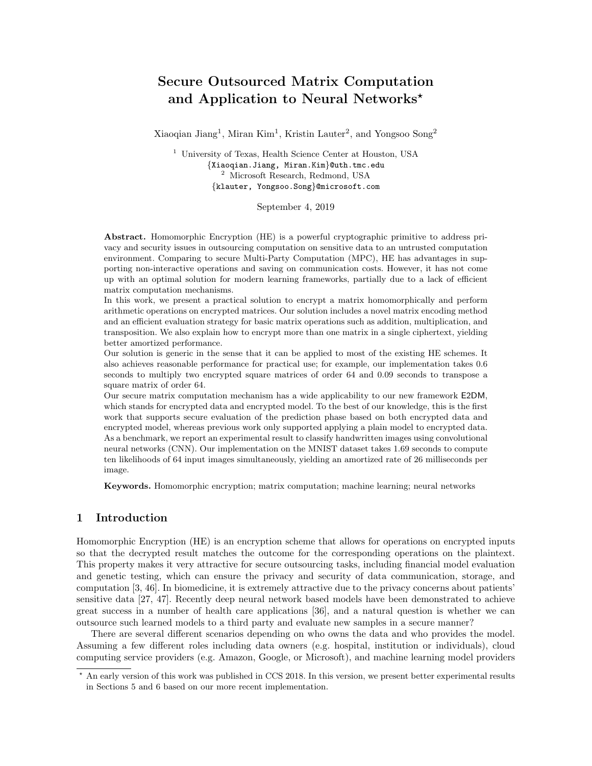# Secure Outsourced Matrix Computation and Application to Neural Networks*

Xiaoqian Jiang[1], Miran Kim[1], Kristin Lauter[2], and Yongsoo Song[2]

[1] University of Texas, Health Science Center at Houston, USA
{Xiaoqian.Jiang, Miran.Kim}@uth.tmc.edu
[2] Microsoft Research, Redmond, USA
{klauter, Yongsoo.Song}@microsoft.com

September 4, 2019

**Abstract.** Homomorphic Encryption (HE) is a powerful cryptographic primitive to address privacy and security issues in outsourcing computation on sensitive data to an untrusted computation environment. Comparing to secure Multi-Party Computation (MPC), HE has advantages in supporting non-interactive operations and saving on communication costs. However, it has not come up with an optimal solution for modern learning frameworks, partially due to a lack of efficient matrix computation mechanisms.

In this work, we present a practical solution to encrypt a matrix homomorphically and perform arithmetic operations on encrypted matrices. Our solution includes a novel matrix encoding method and an efficient evaluation strategy for basic matrix operations such as addition, multiplication, and transposition. We also explain how to encrypt more than one matrix in a single ciphertext, yielding better amortized performance.

Our solution is generic in the sense that it can be applied to most of the existing HE schemes. It also achieves reasonable performance for practical use; for example, our implementation takes 0.6 seconds to multiply two encrypted square matrices of order 64 and 0.09 seconds to transpose a square matrix of order 64.

Our secure matrix computation mechanism has a wide applicability to our new framework E2DM, which stands for encrypted data and encrypted model. To the best of our knowledge, this is the first work that supports secure evaluation of the prediction phase based on both encrypted data and encrypted model, whereas previous work only supported applying a plain model to encrypted data. As a benchmark, we report an experimental result to classify handwritten images using convolutional neural networks (CNN). Our implementation on the MNIST dataset takes 1.69 seconds to compute ten likelihoods of 64 input images simultaneously, yielding an amortized rate of 26 milliseconds per image.

**Keywords.** Homomorphic encryption; matrix computation; machine learning; neural networks

## 1 Introduction

Homomorphic Encryption (HE) is an encryption scheme that allows for operations on encrypted inputs so that the decrypted result matches the outcome for the corresponding operations on the plaintext. This property makes it very attractive for secure outsourcing tasks, including financial model evaluation and genetic testing, which can ensure the privacy and security of data communication, storage, and computation [3, 46]. In biomedicine, it is extremely attractive due to the privacy concerns about patients' sensitive data [27, 47]. Recently deep neural network based models have been demonstrated to achieve great success in a number of health care applications [36], and a natural question is whether we can outsource such learned models to a third party and evaluate new samples in a secure manner?

There are several different scenarios depending on who owns the data and who provides the model. Assuming a few different roles including data owners (e.g. hospital, institution or individuals), cloud computing service providers (e.g. Amazon, Google, or Microsoft), and machine learning model providers

* An early version of this work was published in CCS 2018. In this version, we present better experimental results in Sections 5 and 6 based on our more recent implementation.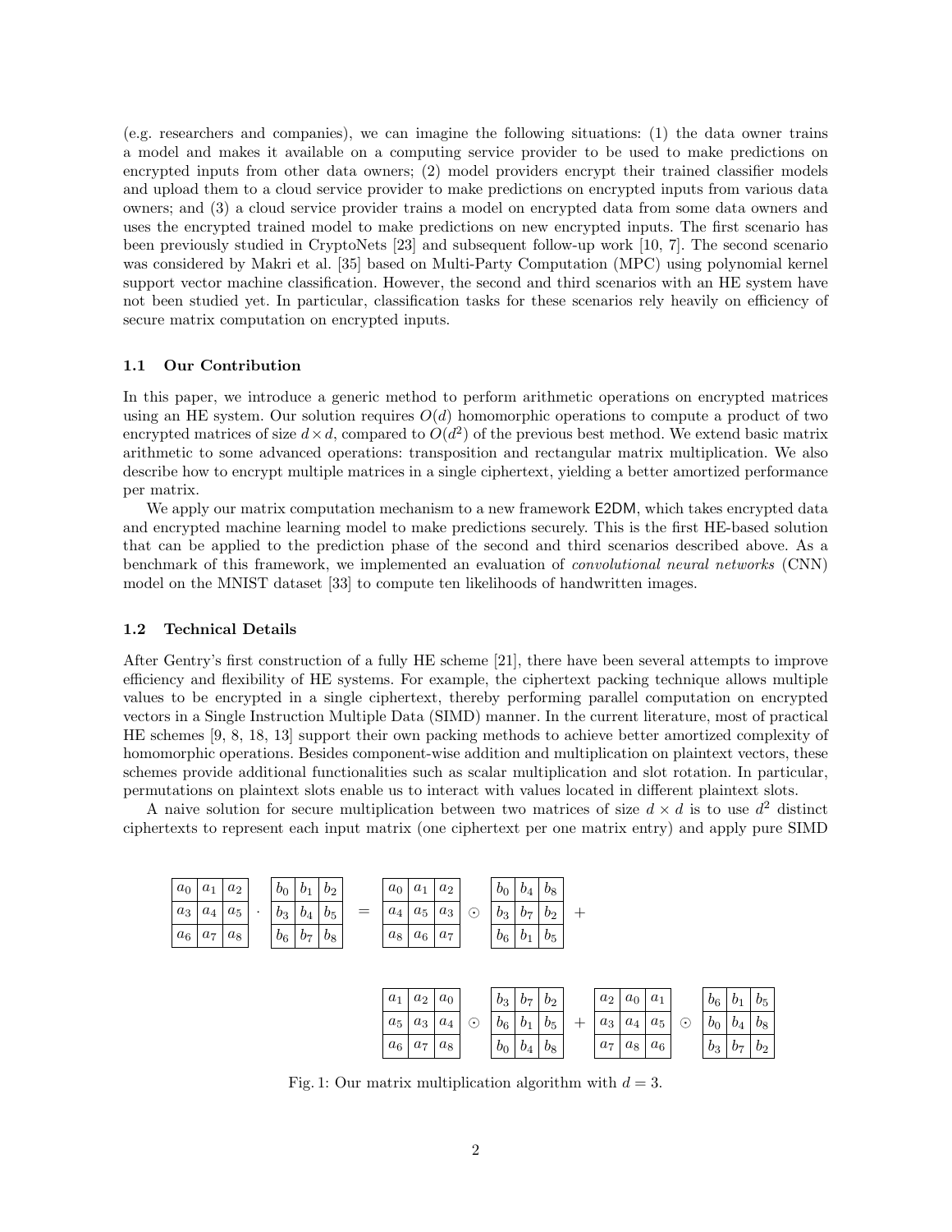(e.g. researchers and companies), we can imagine the following situations: (1) the data owner trains a model and makes it available on a computing service provider to be used to make predictions on encrypted inputs from other data owners; (2) model providers encrypt their trained classifier models and upload them to a cloud service provider to make predictions on encrypted inputs from various data owners; and (3) a cloud service provider trains a model on encrypted data from some data owners and uses the encrypted trained model to make predictions on new encrypted inputs. The first scenario has been previously studied in CryptoNets [23] and subsequent follow-up work [10, 7]. The second scenario was considered by Makri et al. [35] based on Multi-Party Computation (MPC) using polynomial kernel support vector machine classification. However, the second and third scenarios with an HE system have not been studied yet. In particular, classification tasks for these scenarios rely heavily on efficiency of secure matrix computation on encrypted inputs.

### 1.1 Our Contribution

In this paper, we introduce a generic method to perform arithmetic operations on encrypted matrices using an HE system. Our solution requires $O(d)$ homomorphic operations to compute a product of two encrypted matrices of size $d \times d$, compared to $O(d^2)$ of the previous best method. We extend basic matrix arithmetic to some advanced operations: transposition and rectangular matrix multiplication. We also describe how to encrypt multiple matrices in a single ciphertext, yielding a better amortized performance per matrix.

We apply our matrix computation mechanism to a new framework E2DM, which takes encrypted data and encrypted machine learning model to make predictions securely. This is the first HE-based solution that can be applied to the prediction phase of the second and third scenarios described above. As a benchmark of this framework, we implemented an evaluation of *convolutional neural networks* (CNN) model on the MNIST dataset [33] to compute ten likelihoods of handwritten images.

### 1.2 Technical Details

After Gentry's first construction of a fully HE scheme [21], there have been several attempts to improve efficiency and flexibility of HE systems. For example, the ciphertext packing technique allows multiple values to be encrypted in a single ciphertext, thereby performing parallel computation on encrypted vectors in a Single Instruction Multiple Data (SIMD) manner. In the current literature, most of practical HE schemes [9, 8, 18, 13] support their own packing methods to achieve better amortized complexity of homomorphic operations. Besides component-wise addition and multiplication on plaintext vectors, these schemes provide additional functionalities such as scalar multiplication and slot rotation. In particular, permutations on plaintext slots enable us to interact with values located in different plaintext slots.

A naive solution for secure multiplication between two matrices of size $d \times d$ is to use $d^2$ distinct ciphertexts to represent each input matrix (one ciphertext per one matrix entry) and apply pure SIMD

$$
\begin{bmatrix} a_0 & a_1 & a_2 \\ a_3 & a_4 & a_5 \\ a_6 & a_7 & a_8 \end{bmatrix} \cdot \begin{bmatrix} b_0 & b_1 & b_2 \\ b_3 & b_4 & b_5 \\ b_6 & b_7 & b_8 \end{bmatrix} = \begin{bmatrix} a_0 & a_1 & a_2 \\ a_4 & a_5 & a_3 \\ a_8 & a_6 & a_7 \end{bmatrix} \odot \begin{bmatrix} b_0 & b_4 & b_8 \\ b_3 & b_7 & b_2 \\ b_6 & b_1 & b_5 \end{bmatrix} +
$$

$$
\begin{bmatrix} a_1 & a_2 & a_0 \\ a_5 & a_3 & a_4 \\ a_6 & a_7 & a_8 \end{bmatrix} \odot \begin{bmatrix} b_3 & b_7 & b_2 \\ b_6 & b_1 & b_5 \\ b_0 & b_4 & b_8 \end{bmatrix} + \begin{bmatrix} a_2 & a_0 & a_1 \\ a_3 & a_4 & a_5 \\ a_7 & a_8 & a_6 \end{bmatrix} \odot \begin{bmatrix} b_6 & b_1 & b_5 \\ b_0 & b_4 & b_8 \\ b_3 & b_7 & b_2 \end{bmatrix}
$$

Fig. 1: Our matrix multiplication algorithm with $d = 3$.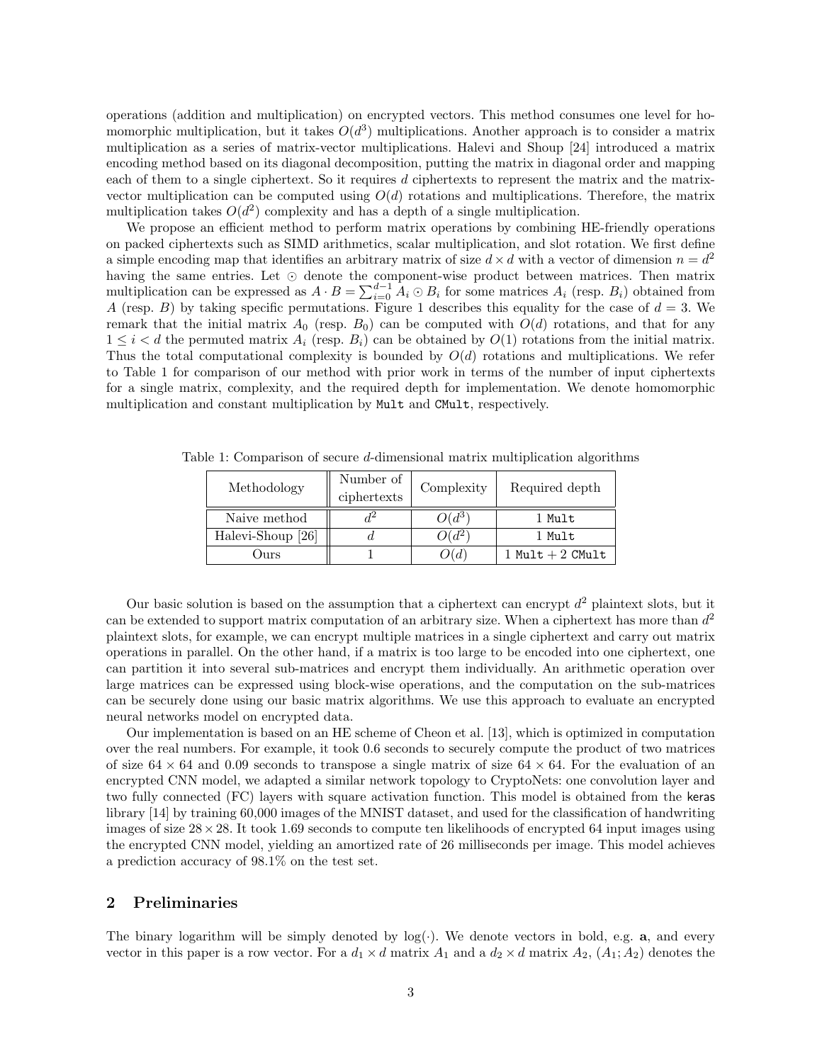operations (addition and multiplication) on encrypted vectors. This method consumes one level for homomorphic multiplication, but it takes $O(d^3)$ multiplications. Another approach is to consider a matrix multiplication as a series of matrix-vector multiplications. Halevi and Shoup [24] introduced a matrix encoding method based on its diagonal decomposition, putting the matrix in diagonal order and mapping each of them to a single ciphertext. So it requires $d$ ciphertexts to represent the matrix and the matrix-vector multiplication can be computed using $O(d)$ rotations and multiplications. Therefore, the matrix multiplication takes $O(d^2)$ complexity and has a depth of a single multiplication.

We propose an efficient method to perform matrix operations by combining HE-friendly operations on packed ciphertexts such as SIMD arithmetics, scalar multiplication, and slot rotation. We first define a simple encoding map that identifies an arbitrary matrix of size $d \times d$ with a vector of dimension $n = d^2$ having the same entries. Let $\odot$ denote the component-wise product between matrices. Then matrix multiplication can be expressed as $A \cdot B = \sum_{i=0}^{d-1} A_i \odot B_i$ for some matrices $A_i$ (resp. $B_i$) obtained from $A$ (resp. $B$) by taking specific permutations. Figure 1 describes this equality for the case of $d = 3$. We remark that the initial matrix $A_0$ (resp. $B_0$) can be computed with $O(d)$ rotations, and that for any $1 \le i < d$ the permuted matrix $A_i$ (resp. $B_i$) can be obtained by $O(1)$ rotations from the initial matrix. Thus the total computational complexity is bounded by $O(d)$ rotations and multiplications. We refer to Table 1 for comparison of our method with prior work in terms of the number of input ciphertexts for a single matrix, complexity, and the required depth for implementation. We denote homomorphic multiplication and constant multiplication by `Mult` and `CMult`, respectively.

Table 1: Comparison of secure $d$-dimensional matrix multiplication algorithms

| Methodology | Number of ciphertexts | Complexity | Required depth |
|---|---|---|---|
| Naive method | $d^2$ | $O(d^3)$ | 1 `Mult` |
| Halevi-Shoup [26] | $d$ | $O(d^2)$ | 1 `Mult` |
| Ours | 1 | $O(d)$ | 1 `Mult` + 2 `CMult` |

Our basic solution is based on the assumption that a ciphertext can encrypt $d^2$ plaintext slots, but it can be extended to support matrix computation of an arbitrary size. When a ciphertext has more than $d^2$ plaintext slots, for example, we can encrypt multiple matrices in a single ciphertext and carry out matrix operations in parallel. On the other hand, if a matrix is too large to be encoded into one ciphertext, one can partition it into several sub-matrices and encrypt them individually. An arithmetic operation over large matrices can be expressed using block-wise operations, and the computation on the sub-matrices can be securely done using our basic matrix algorithms. We use this approach to evaluate an encrypted neural networks model on encrypted data.

Our implementation is based on an HE scheme of Cheon et al. [13], which is optimized in computation over the real numbers. For example, it took 0.6 seconds to securely compute the product of two matrices of size $64 \times 64$ and 0.09 seconds to transpose a single matrix of size $64 \times 64$. For the evaluation of an encrypted CNN model, we adapted a similar network topology to CryptoNets: one convolution layer and two fully connected (FC) layers with square activation function. This model is obtained from the `keras` library [14] by training 60,000 images of the MNIST dataset, and used for the classification of handwriting images of size $28 \times 28$. It took 1.69 seconds to compute ten likelihoods of encrypted 64 input images using the encrypted CNN model, yielding an amortized rate of 26 milliseconds per image. This model achieves a prediction accuracy of 98.1% on the test set.

## 2 Preliminaries

The binary logarithm will be simply denoted by $\log(\cdot)$. We denote vectors in bold, e.g. $\mathbf{a}$, and every vector in this paper is a row vector. For a $d_1 \times d$ matrix $A_1$ and a $d_2 \times d$ matrix $A_2$, $(A_1; A_2)$ denotes the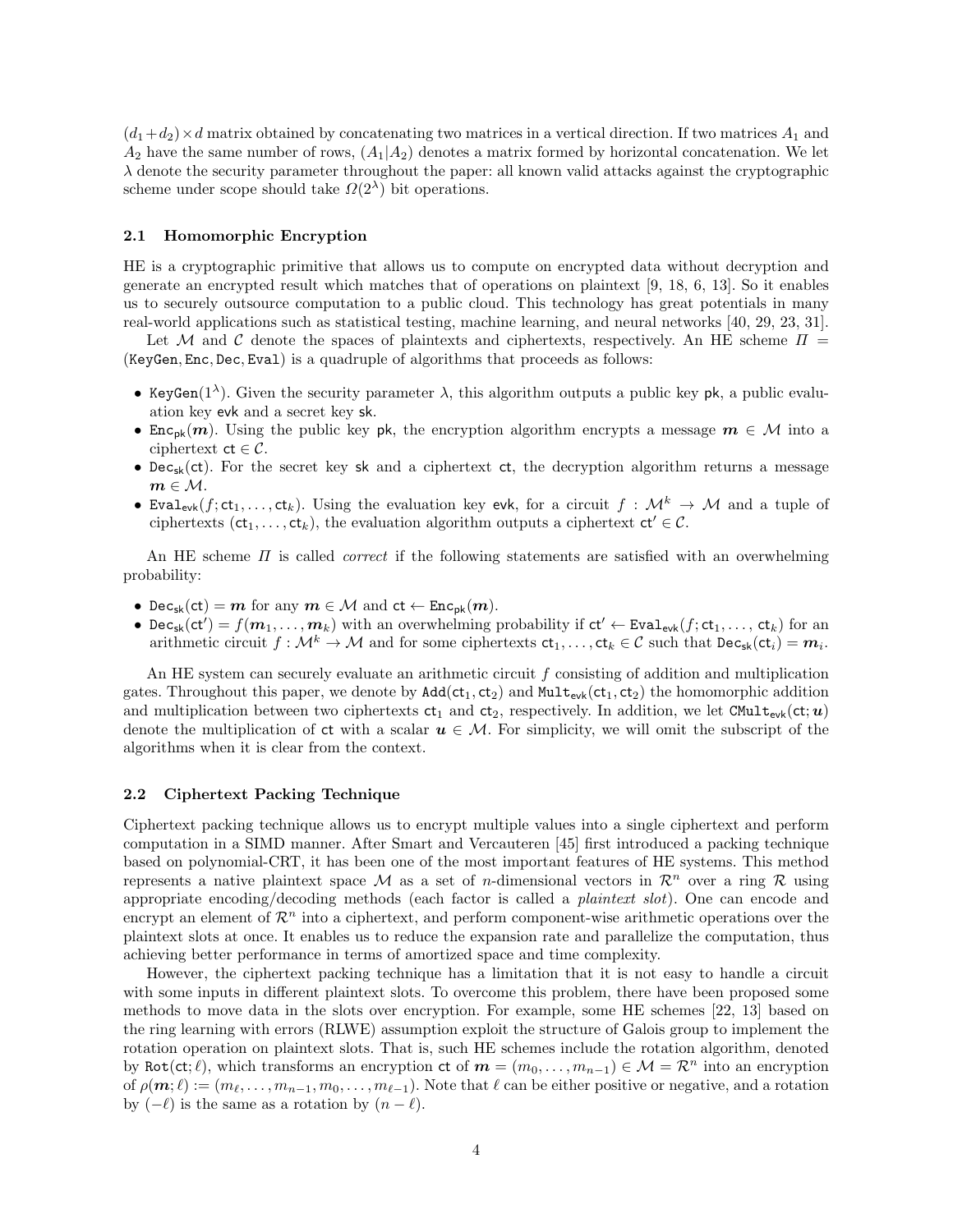$(d_1+d_2)\times d$ matrix obtained by concatenating two matrices in a vertical direction. If two matrices $A_1$ and $A_2$ have the same number of rows, $(A_1|A_2)$ denotes a matrix formed by horizontal concatenation. We let $\lambda$ denote the security parameter throughout the paper: all known valid attacks against the cryptographic scheme under scope should take $\Omega(2^\lambda)$ bit operations.

### 2.1 Homomorphic Encryption

HE is a cryptographic primitive that allows us to compute on encrypted data without decryption and generate an encrypted result which matches that of operations on plaintext [9, 18, 6, 13]. So it enables us to securely outsource computation to a public cloud. This technology has great potentials in many real-world applications such as statistical testing, machine learning, and neural networks [40, 29, 23, 31].

Let $\mathcal{M}$ and $\mathcal{C}$ denote the spaces of plaintexts and ciphertexts, respectively. An HE scheme $\Pi = (\texttt{KeyGen}, \texttt{Enc}, \texttt{Dec}, \texttt{Eval})$ is a quadruple of algorithms that proceeds as follows:

- $\texttt{KeyGen}(1^\lambda)$. Given the security parameter $\lambda$, this algorithm outputs a public key $\mathsf{pk}$, a public evaluation key $\mathsf{evk}$ and a secret key $\mathsf{sk}$.
- $\texttt{Enc}_{\mathsf{pk}}(\boldsymbol{m})$. Using the public key $\mathsf{pk}$, the encryption algorithm encrypts a message $\boldsymbol{m} \in \mathcal{M}$ into a ciphertext $\mathsf{ct} \in \mathcal{C}$.
- $\texttt{Dec}_{\mathsf{sk}}(\mathsf{ct})$. For the secret key $\mathsf{sk}$ and a ciphertext $\mathsf{ct}$, the decryption algorithm returns a message $\boldsymbol{m} \in \mathcal{M}$.
- $\texttt{Eval}_{\mathsf{evk}}(f; \mathsf{ct}_1, \ldots, \mathsf{ct}_k)$. Using the evaluation key $\mathsf{evk}$, for a circuit $f : \mathcal{M}^k \to \mathcal{M}$ and a tuple of ciphertexts $(\mathsf{ct}_1, \ldots, \mathsf{ct}_k)$, the evaluation algorithm outputs a ciphertext $\mathsf{ct}' \in \mathcal{C}$.

An HE scheme $\Pi$ is called *correct* if the following statements are satisfied with an overwhelming probability:

- $\texttt{Dec}_{\mathsf{sk}}(\mathsf{ct}) = \boldsymbol{m}$ for any $\boldsymbol{m} \in \mathcal{M}$ and $\mathsf{ct} \leftarrow \texttt{Enc}_{\mathsf{pk}}(\boldsymbol{m})$.
- $\texttt{Dec}_{\mathsf{sk}}(\mathsf{ct}') = f(\boldsymbol{m}_1, \ldots, \boldsymbol{m}_k)$ with an overwhelming probability if $\mathsf{ct}' \leftarrow \texttt{Eval}_{\mathsf{evk}}(f; \mathsf{ct}_1, \ldots, \mathsf{ct}_k)$ for an arithmetic circuit $f : \mathcal{M}^k \to \mathcal{M}$ and for some ciphertexts $\mathsf{ct}_1, \ldots, \mathsf{ct}_k \in \mathcal{C}$ such that $\texttt{Dec}_{\mathsf{sk}}(\mathsf{ct}_i) = \boldsymbol{m}_i$.

An HE system can securely evaluate an arithmetic circuit $f$ consisting of addition and multiplication gates. Throughout this paper, we denote by $\texttt{Add}(\mathsf{ct}_1, \mathsf{ct}_2)$ and $\texttt{Mult}_{\mathsf{evk}}(\mathsf{ct}_1, \mathsf{ct}_2)$ the homomorphic addition and multiplication between two ciphertexts $\mathsf{ct}_1$ and $\mathsf{ct}_2$, respectively. In addition, we let $\texttt{CMult}_{\mathsf{evk}}(\mathsf{ct}; \boldsymbol{u})$ denote the multiplication of $\mathsf{ct}$ with a scalar $\boldsymbol{u} \in \mathcal{M}$. For simplicity, we will omit the subscript of the algorithms when it is clear from the context.

### 2.2 Ciphertext Packing Technique

Ciphertext packing technique allows us to encrypt multiple values into a single ciphertext and perform computation in a SIMD manner. After Smart and Vercauteren [45] first introduced a packing technique based on polynomial-CRT, it has been one of the most important features of HE systems. This method represents a native plaintext space $\mathcal{M}$ as a set of $n$-dimensional vectors in $\mathcal{R}^n$ over a ring $\mathcal{R}$ using appropriate encoding/decoding methods (each factor is called a *plaintext slot*). One can encode and encrypt an element of $\mathcal{R}^n$ into a ciphertext, and perform component-wise arithmetic operations over the plaintext slots at once. It enables us to reduce the expansion rate and parallelize the computation, thus achieving better performance in terms of amortized space and time complexity.

However, the ciphertext packing technique has a limitation that it is not easy to handle a circuit with some inputs in different plaintext slots. To overcome this problem, there have been proposed some methods to move data in the slots over encryption. For example, some HE schemes [22, 13] based on the ring learning with errors (RLWE) assumption exploit the structure of Galois group to implement the rotation operation on plaintext slots. That is, such HE schemes include the rotation algorithm, denoted by $\texttt{Rot}(\mathsf{ct}; \ell)$, which transforms an encryption $\mathsf{ct}$ of $\boldsymbol{m} = (m_0, \ldots, m_{n-1}) \in \mathcal{M} = \mathcal{R}^n$ into an encryption of $\rho(\boldsymbol{m}; \ell) := (m_\ell, \ldots, m_{n-1}, m_0, \ldots, m_{\ell-1})$. Note that $\ell$ can be either positive or negative, and a rotation by $(-\ell)$ is the same as a rotation by $(n - \ell)$.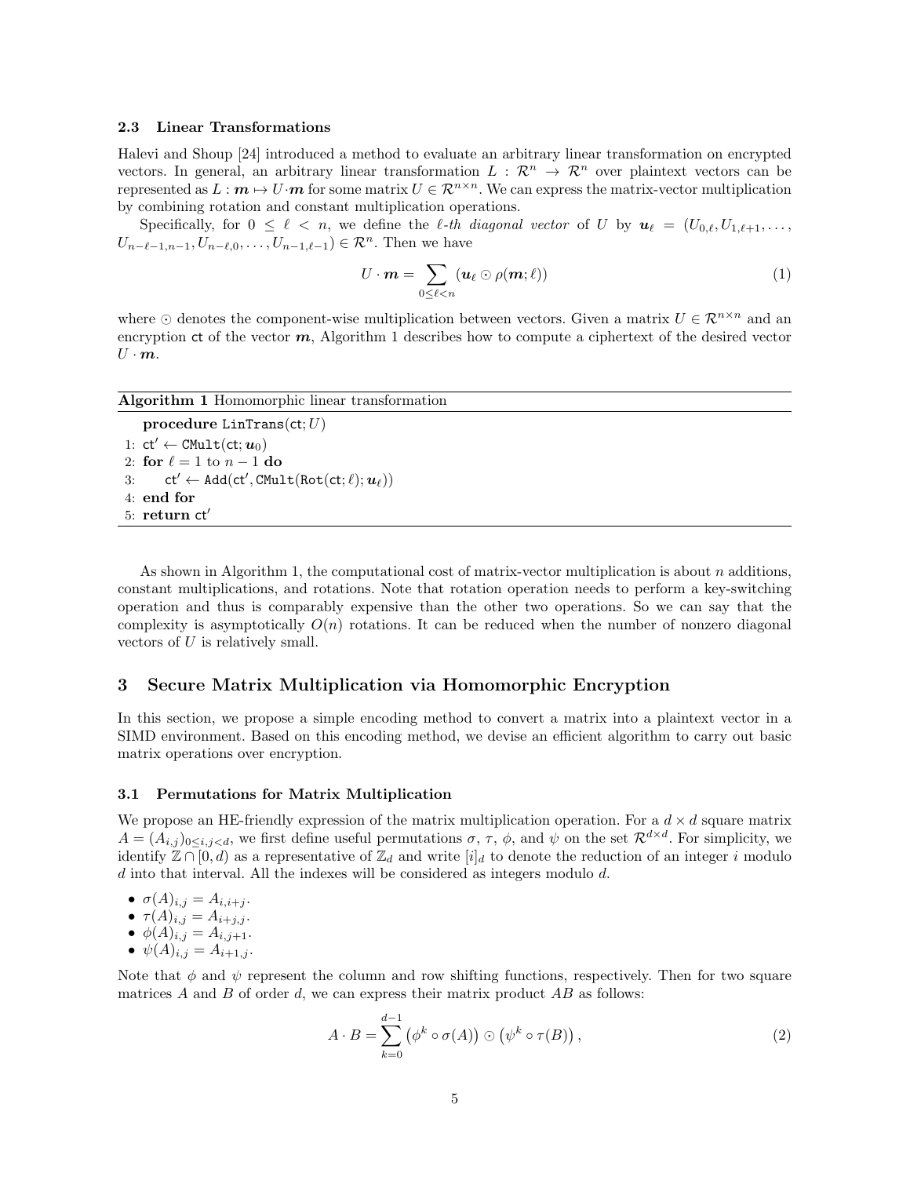### 2.3 Linear Transformations

Halevi and Shoup [24] introduced a method to evaluate an arbitrary linear transformation on encrypted vectors. In general, an arbitrary linear transformation $L : \mathcal{R}^n \to \mathcal{R}^n$ over plaintext vectors can be represented as $L : \boldsymbol{m} \mapsto U \cdot \boldsymbol{m}$ for some matrix $U \in \mathcal{R}^{n \times n}$. We can express the matrix-vector multiplication by combining rotation and constant multiplication operations.

Specifically, for $0 \le \ell < n$, we define the *$\ell$-th diagonal vector* of $U$ by $\boldsymbol{u}_\ell = (U_{0,\ell}, U_{1,\ell+1}, \ldots, U_{n-\ell-1,n-1}, U_{n-\ell,0}, \ldots, U_{n-1,\ell-1}) \in \mathcal{R}^n$. Then we have

$$U \cdot \boldsymbol{m} = \sum_{0 \le \ell < n} (\boldsymbol{u}_\ell \odot \rho(\boldsymbol{m}; \ell)) \tag{1}$$

where $\odot$ denotes the component-wise multiplication between vectors. Given a matrix $U \in \mathcal{R}^{n \times n}$ and an encryption $\mathsf{ct}$ of the vector $\boldsymbol{m}$, Algorithm 1 describes how to compute a ciphertext of the desired vector $U \cdot \boldsymbol{m}$.

**Algorithm 1** Homomorphic linear transformation

```
procedure LinTrans(ct; U)
1: ct' ← CMult(ct; u_0)
2: for ℓ = 1 to n − 1 do
3:     ct' ← Add(ct', CMult(Rot(ct; ℓ); u_ℓ))
4: end for
5: return ct'
```

As shown in Algorithm 1, the computational cost of matrix-vector multiplication is about $n$ additions, constant multiplications, and rotations. Note that rotation operation needs to perform a key-switching operation and thus is comparably expensive than the other two operations. So we can say that the complexity is asymptotically $O(n)$ rotations. It can be reduced when the number of nonzero diagonal vectors of $U$ is relatively small.

## 3 Secure Matrix Multiplication via Homomorphic Encryption

In this section, we propose a simple encoding method to convert a matrix into a plaintext vector in a SIMD environment. Based on this encoding method, we devise an efficient algorithm to carry out basic matrix operations over encryption.

### 3.1 Permutations for Matrix Multiplication

We propose an HE-friendly expression of the matrix multiplication operation. For a $d \times d$ square matrix $A = (A_{i,j})_{0 \le i,j < d}$, we first define useful permutations $\sigma$, $\tau$, $\phi$, and $\psi$ on the set $\mathcal{R}^{d \times d}$. For simplicity, we identify $\mathbb{Z} \cap [0, d)$ as a representative of $\mathbb{Z}_d$ and write $[i]_d$ to denote the reduction of an integer $i$ modulo $d$ into that interval. All the indexes will be considered as integers modulo $d$.

- $\sigma(A)_{i,j} = A_{i,i+j}$.
- $\tau(A)_{i,j} = A_{i+j,j}$.
- $\phi(A)_{i,j} = A_{i,j+1}$.
- $\psi(A)_{i,j} = A_{i+1,j}$.

Note that $\phi$ and $\psi$ represent the column and row shifting functions, respectively. Then for two square matrices $A$ and $B$ of order $d$, we can express their matrix product $AB$ as follows:

$$A \cdot B = \sum_{k=0}^{d-1} \left(\phi^k \circ \sigma(A)\right) \odot \left(\psi^k \circ \tau(B)\right), \tag{2}$$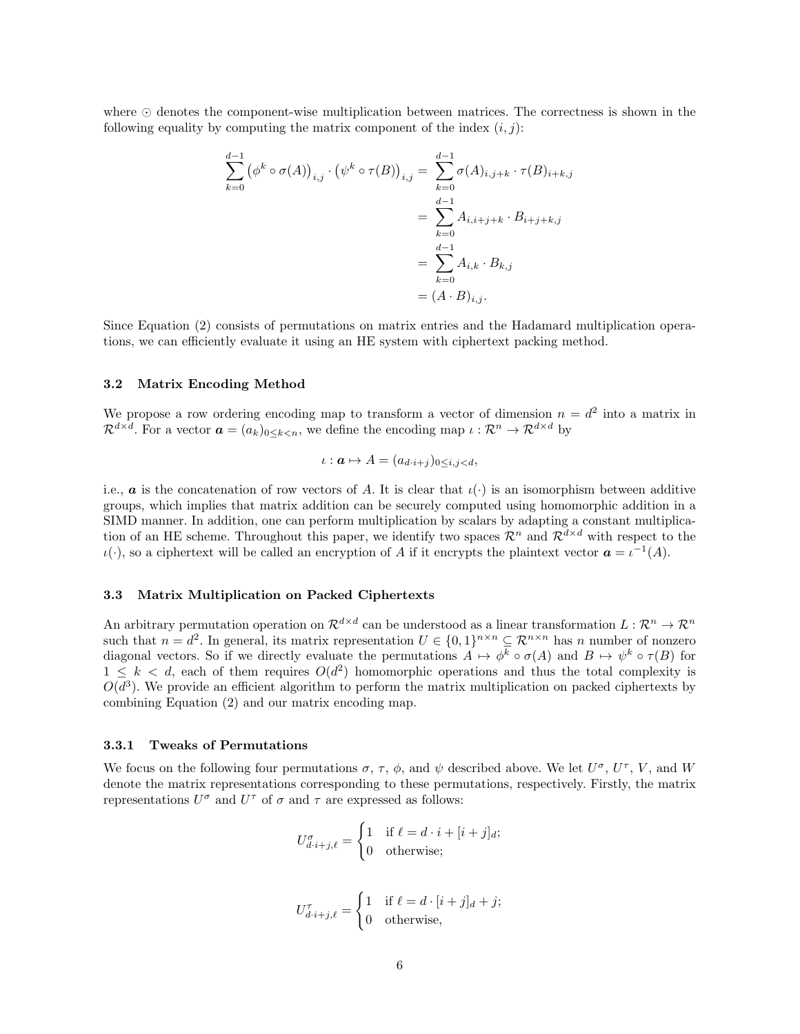where $\odot$ denotes the component-wise multiplication between matrices. The correctness is shown in the following equality by computing the matrix component of the index $(i,j)$:

$$
\begin{aligned}
\sum_{k=0}^{d-1} \left(\phi^k \circ \sigma(A)\right)_{i,j} \cdot \left(\psi^k \circ \tau(B)\right)_{i,j} &= \sum_{k=0}^{d-1} \sigma(A)_{i,j+k} \cdot \tau(B)_{i+k,j} \\
&= \sum_{k=0}^{d-1} A_{i,i+j+k} \cdot B_{i+j+k,j} \\
&= \sum_{k=0}^{d-1} A_{i,k} \cdot B_{k,j} \\
&= (A \cdot B)_{i,j}.
\end{aligned}
$$

Since Equation (2) consists of permutations on matrix entries and the Hadamard multiplication operations, we can efficiently evaluate it using an HE system with ciphertext packing method.

### 3.2 Matrix Encoding Method

We propose a row ordering encoding map to transform a vector of dimension $n = d^2$ into a matrix in $\mathcal{R}^{d\times d}$. For a vector $\boldsymbol{a} = (a_k)_{0\le k<n}$, we define the encoding map $\iota : \mathcal{R}^n \to \mathcal{R}^{d\times d}$ by

$$
\iota : \boldsymbol{a} \mapsto A = (a_{d\cdot i+j})_{0\le i,j<d},
$$

i.e., $\boldsymbol{a}$ is the concatenation of row vectors of $A$. It is clear that $\iota(\cdot)$ is an isomorphism between additive groups, which implies that matrix addition can be securely computed using homomorphic addition in a SIMD manner. In addition, one can perform multiplication by scalars by adapting a constant multiplication of an HE scheme. Throughout this paper, we identify two spaces $\mathcal{R}^n$ and $\mathcal{R}^{d\times d}$ with respect to the $\iota(\cdot)$, so a ciphertext will be called an encryption of $A$ if it encrypts the plaintext vector $\boldsymbol{a} = \iota^{-1}(A)$.

### 3.3 Matrix Multiplication on Packed Ciphertexts

An arbitrary permutation operation on $\mathcal{R}^{d\times d}$ can be understood as a linear transformation $L : \mathcal{R}^n \to \mathcal{R}^n$ such that $n = d^2$. In general, its matrix representation $U \in \{0,1\}^{n\times n} \subseteq \mathcal{R}^{n\times n}$ has $n$ number of nonzero diagonal vectors. So if we directly evaluate the permutations $A \mapsto \phi^k \circ \sigma(A)$ and $B \mapsto \psi^k \circ \tau(B)$ for $1 \le k < d$, each of them requires $O(d^2)$ homomorphic operations and thus the total complexity is $O(d^3)$. We provide an efficient algorithm to perform the matrix multiplication on packed ciphertexts by combining Equation (2) and our matrix encoding map.

#### 3.3.1 Tweaks of Permutations

We focus on the following four permutations $\sigma$, $\tau$, $\phi$, and $\psi$ described above. We let $U^\sigma$, $U^\tau$, $V$, and $W$ denote the matrix representations corresponding to these permutations, respectively. Firstly, the matrix representations $U^\sigma$ and $U^\tau$ of $\sigma$ and $\tau$ are expressed as follows:

$$
U^\sigma_{d\cdot i+j,\ell} = \begin{cases} 1 & \text{if } \ell = d\cdot i + [i+j]_d; \\ 0 & \text{otherwise;} \end{cases}
$$

$$
U^\tau_{d\cdot i+j,\ell} = \begin{cases} 1 & \text{if } \ell = d\cdot [i+j]_d + j; \\ 0 & \text{otherwise,} \end{cases}
$$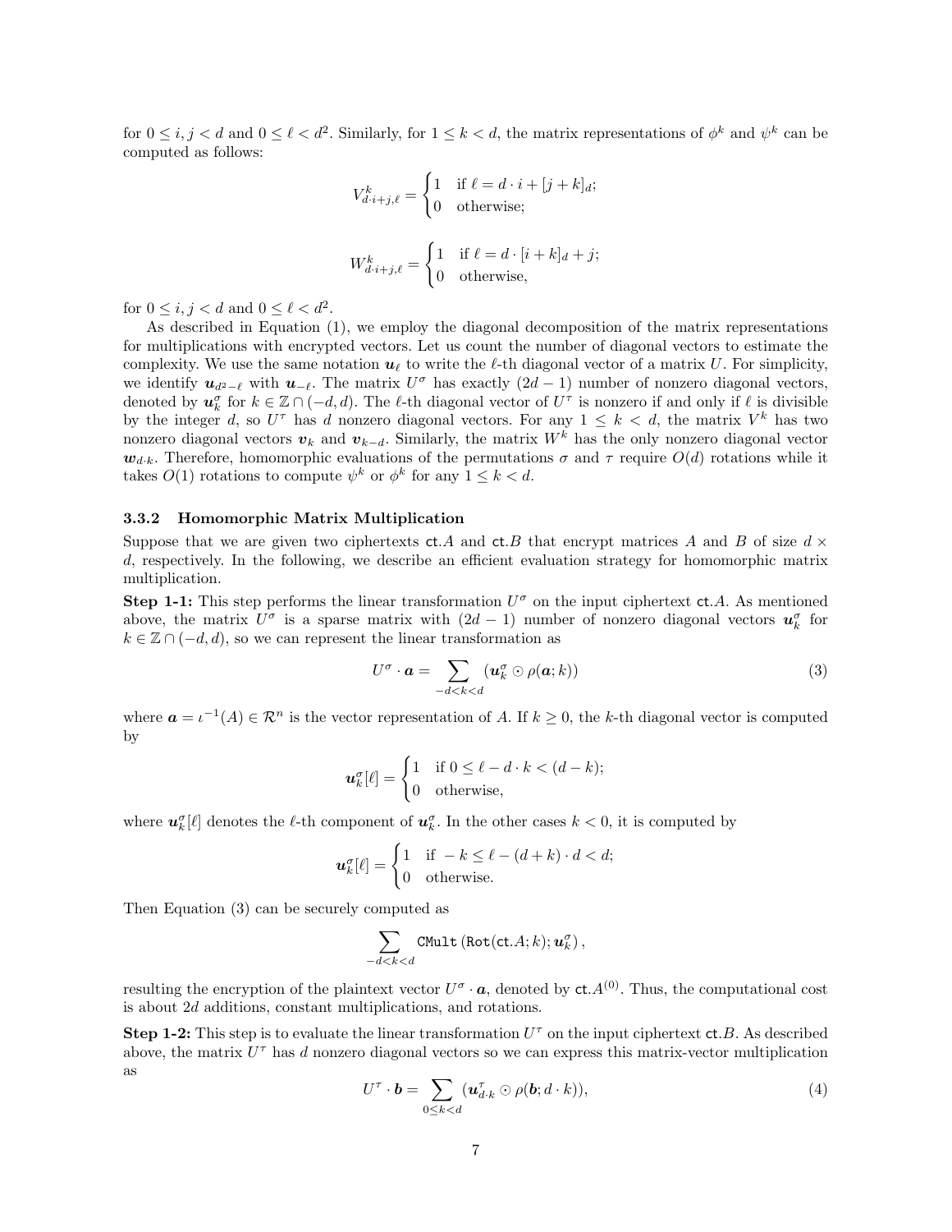for $0 \le i, j < d$ and $0 \le \ell < d^2$. Similarly, for $1 \le k < d$, the matrix representations of $\phi^k$ and $\psi^k$ can be computed as follows:

$$V^k_{d\cdot i+j,\ell} = \begin{cases} 1 & \text{if } \ell = d \cdot i + [j+k]_d; \\ 0 & \text{otherwise;} \end{cases}$$

$$W^k_{d\cdot i+j,\ell} = \begin{cases} 1 & \text{if } \ell = d \cdot [i+k]_d + j; \\ 0 & \text{otherwise,} \end{cases}$$

for $0 \le i, j < d$ and $0 \le \ell < d^2$.

As described in Equation (1), we employ the diagonal decomposition of the matrix representations for multiplications with encrypted vectors. Let us count the number of diagonal vectors to estimate the complexity. We use the same notation $\boldsymbol{u}_\ell$ to write the $\ell$-th diagonal vector of a matrix $U$. For simplicity, we identify $\boldsymbol{u}_{d^2-\ell}$ with $\boldsymbol{u}_{-\ell}$. The matrix $U^\sigma$ has exactly $(2d-1)$ number of nonzero diagonal vectors, denoted by $\boldsymbol{u}^\sigma_k$ for $k \in \mathbb{Z} \cap (-d, d)$. The $\ell$-th diagonal vector of $U^\tau$ is nonzero if and only if $\ell$ is divisible by the integer $d$, so $U^\tau$ has $d$ nonzero diagonal vectors. For any $1 \le k < d$, the matrix $V^k$ has two nonzero diagonal vectors $\boldsymbol{v}_k$ and $\boldsymbol{v}_{k-d}$. Similarly, the matrix $W^k$ has the only nonzero diagonal vector $\boldsymbol{w}_{d\cdot k}$. Therefore, homomorphic evaluations of the permutations $\sigma$ and $\tau$ require $O(d)$ rotations while it takes $O(1)$ rotations to compute $\psi^k$ or $\phi^k$ for any $1 \le k < d$.

### 3.3.2 Homomorphic Matrix Multiplication

Suppose that we are given two ciphertexts $\mathsf{ct}.A$ and $\mathsf{ct}.B$ that encrypt matrices $A$ and $B$ of size $d \times d$, respectively. In the following, we describe an efficient evaluation strategy for homomorphic matrix multiplication.

**Step 1-1:** This step performs the linear transformation $U^\sigma$ on the input ciphertext $\mathsf{ct}.A$. As mentioned above, the matrix $U^\sigma$ is a sparse matrix with $(2d-1)$ number of nonzero diagonal vectors $\boldsymbol{u}^\sigma_k$ for $k \in \mathbb{Z} \cap (-d, d)$, so we can represent the linear transformation as

$$U^\sigma \cdot \boldsymbol{a} = \sum_{-d<k<d} (\boldsymbol{u}^\sigma_k \odot \rho(\boldsymbol{a}; k)) \tag{3}$$

where $\boldsymbol{a} = \iota^{-1}(A) \in \mathcal{R}^n$ is the vector representation of $A$. If $k \ge 0$, the $k$-th diagonal vector is computed by

$$\boldsymbol{u}^\sigma_k[\ell] = \begin{cases} 1 & \text{if } 0 \le \ell - d \cdot k < (d-k); \\ 0 & \text{otherwise,} \end{cases}$$

where $\boldsymbol{u}^\sigma_k[\ell]$ denotes the $\ell$-th component of $\boldsymbol{u}^\sigma_k$. In the other cases $k < 0$, it is computed by

$$\boldsymbol{u}^\sigma_k[\ell] = \begin{cases} 1 & \text{if } -k \le \ell - (d+k) \cdot d < d; \\ 0 & \text{otherwise.} \end{cases}$$

Then Equation (3) can be securely computed as

$$\sum_{-d<k<d} \texttt{CMult}\left(\texttt{Rot}(\mathsf{ct}.A; k); \boldsymbol{u}^\sigma_k\right),$$

resulting the encryption of the plaintext vector $U^\sigma \cdot \boldsymbol{a}$, denoted by $\mathsf{ct}.A^{(0)}$. Thus, the computational cost is about $2d$ additions, constant multiplications, and rotations.

**Step 1-2:** This step is to evaluate the linear transformation $U^\tau$ on the input ciphertext $\mathsf{ct}.B$. As described above, the matrix $U^\tau$ has $d$ nonzero diagonal vectors so we can express this matrix-vector multiplication as

$$U^\tau \cdot \boldsymbol{b} = \sum_{0 \le k < d} (\boldsymbol{u}^\tau_{d\cdot k} \odot \rho(\boldsymbol{b}; d \cdot k)), \tag{4}$$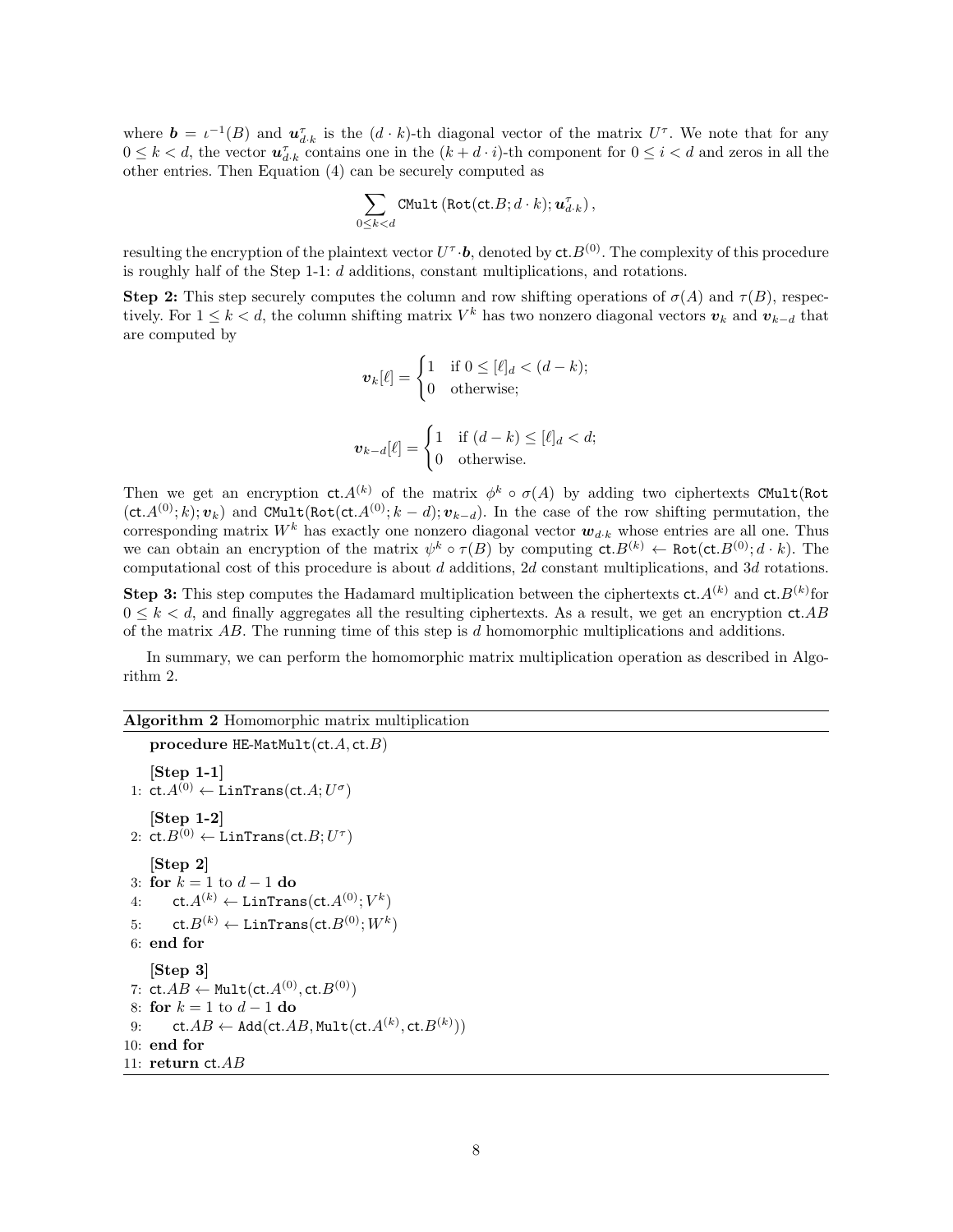where $\boldsymbol{b} = \iota^{-1}(B)$ and $\boldsymbol{u}^{\tau}_{d\cdot k}$ is the $(d \cdot k)$-th diagonal vector of the matrix $U^{\tau}$. We note that for any $0 \le k < d$, the vector $\boldsymbol{u}^{\tau}_{d\cdot k}$ contains one in the $(k + d \cdot i)$-th component for $0 \le i < d$ and zeros in all the other entries. Then Equation (4) can be securely computed as

$$\sum_{0 \le k < d} \mathtt{CMult}\left(\mathtt{Rot}(\mathsf{ct}.B; d \cdot k); \boldsymbol{u}^{\tau}_{d\cdot k}\right),$$

resulting the encryption of the plaintext vector $U^{\tau} \cdot \boldsymbol{b}$, denoted by $\mathsf{ct}.B^{(0)}$. The complexity of this procedure is roughly half of the Step 1-1: $d$ additions, constant multiplications, and rotations.

**Step 2:** This step securely computes the column and row shifting operations of $\sigma(A)$ and $\tau(B)$, respectively. For $1 \le k < d$, the column shifting matrix $V^k$ has two nonzero diagonal vectors $\boldsymbol{v}_k$ and $\boldsymbol{v}_{k-d}$ that are computed by

$$\boldsymbol{v}_k[\ell] = \begin{cases} 1 & \text{if } 0 \le [\ell]_d < (d-k); \\ 0 & \text{otherwise;} \end{cases}$$

$$\boldsymbol{v}_{k-d}[\ell] = \begin{cases} 1 & \text{if } (d-k) \le [\ell]_d < d; \\ 0 & \text{otherwise.} \end{cases}$$

Then we get an encryption $\mathsf{ct}.A^{(k)}$ of the matrix $\phi^k \circ \sigma(A)$ by adding two ciphertexts $\mathtt{CMult}(\mathtt{Rot}(\mathsf{ct}.A^{(0)}; k); \boldsymbol{v}_k)$ and $\mathtt{CMult}(\mathtt{Rot}(\mathsf{ct}.A^{(0)}; k-d); \boldsymbol{v}_{k-d})$. In the case of the row shifting permutation, the corresponding matrix $W^k$ has exactly one nonzero diagonal vector $\boldsymbol{w}_{d\cdot k}$ whose entries are all one. Thus we can obtain an encryption of the matrix $\psi^k \circ \tau(B)$ by computing $\mathsf{ct}.B^{(k)} \leftarrow \mathtt{Rot}(\mathsf{ct}.B^{(0)}; d \cdot k)$. The computational cost of this procedure is about $d$ additions, $2d$ constant multiplications, and $3d$ rotations.

**Step 3:** This step computes the Hadamard multiplication between the ciphertexts $\mathsf{ct}.A^{(k)}$ and $\mathsf{ct}.B^{(k)}$ for $0 \le k < d$, and finally aggregates all the resulting ciphertexts. As a result, we get an encryption $\mathsf{ct}.AB$ of the matrix $AB$. The running time of this step is $d$ homomorphic multiplications and additions.

In summary, we can perform the homomorphic matrix multiplication operation as described in Algorithm 2.

**Algorithm 2** Homomorphic matrix multiplication

```
    procedure HE-MatMult(ct.A, ct.B)
    [Step 1-1]
 1: ct.A^(0) ← LinTrans(ct.A; U^σ)
    [Step 1-2]
 2: ct.B^(0) ← LinTrans(ct.B; U^τ)
    [Step 2]
 3: for k = 1 to d − 1 do
 4:     ct.A^(k) ← LinTrans(ct.A^(0); V^k)
 5:     ct.B^(k) ← LinTrans(ct.B^(0); W^k)
 6: end for
    [Step 3]
 7: ct.AB ← Mult(ct.A^(0), ct.B^(0))
 8: for k = 1 to d − 1 do
 9:     ct.AB ← Add(ct.AB, Mult(ct.A^(k), ct.B^(k)))
10: end for
11: return ct.AB
```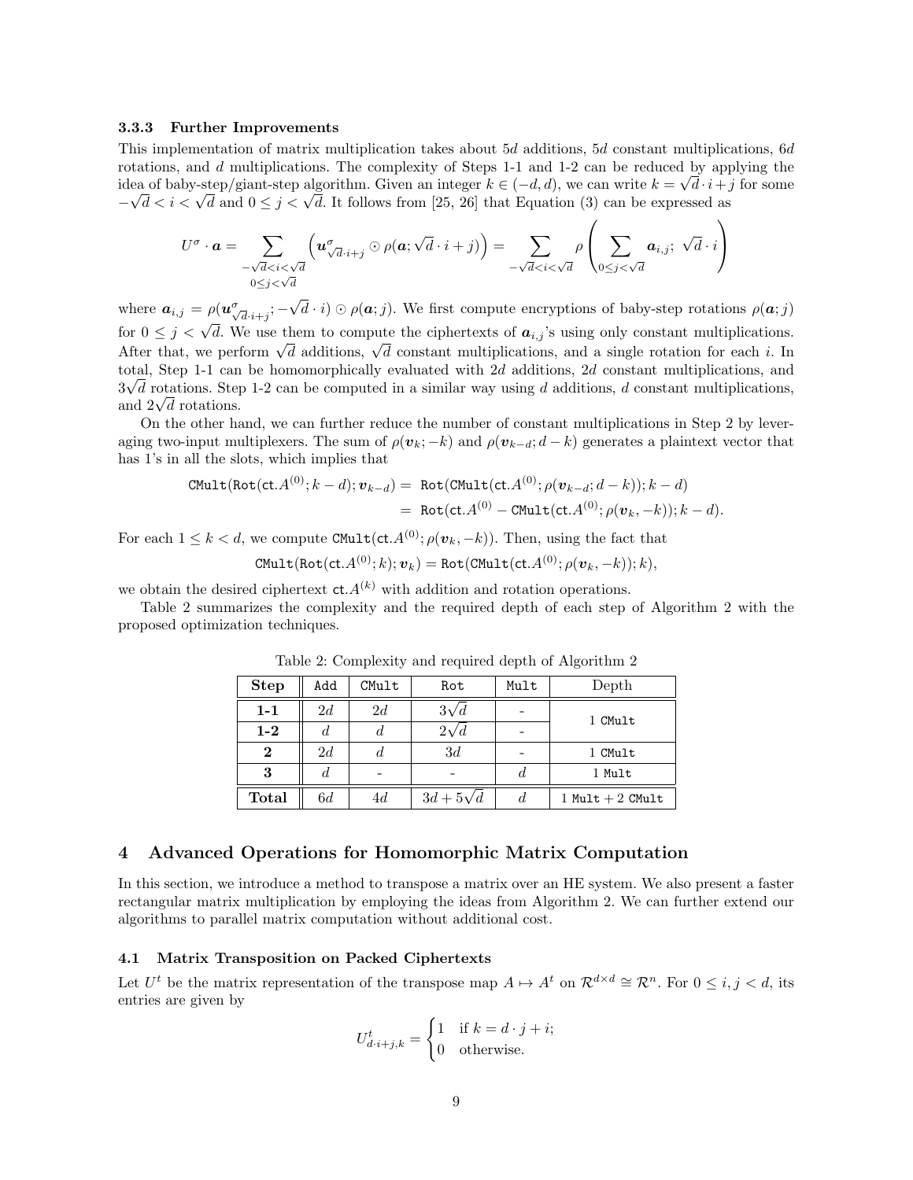### 3.3.3 Further Improvements

This implementation of matrix multiplication takes about $5d$ additions, $5d$ constant multiplications, $6d$ rotations, and $d$ multiplications. The complexity of Steps 1-1 and 1-2 can be reduced by applying the idea of baby-step/giant-step algorithm. Given an integer $k \in (-d, d)$, we can write $k = \sqrt{d} \cdot i + j$ for some $-\sqrt{d} < i < \sqrt{d}$ and $0 \leq j < \sqrt{d}$. It follows from [25, 26] that Equation (3) can be expressed as

$$U^{\sigma} \cdot \boldsymbol{a} = \sum_{\substack{-\sqrt{d}<i<\sqrt{d} \\ 0 \leq j < \sqrt{d}}} \left( \boldsymbol{u}^{\sigma}_{\sqrt{d}\cdot i+j} \odot \rho(\boldsymbol{a}; \sqrt{d} \cdot i + j) \right) = \sum_{-\sqrt{d}<i<\sqrt{d}} \rho \left( \sum_{0 \leq j < \sqrt{d}} \boldsymbol{a}_{i,j};\ \sqrt{d} \cdot i \right)$$

where $\boldsymbol{a}_{i,j} = \rho(\boldsymbol{u}^{\sigma}_{\sqrt{d}\cdot i+j}; -\sqrt{d} \cdot i) \odot \rho(\boldsymbol{a}; j)$. We first compute encryptions of baby-step rotations $\rho(\boldsymbol{a}; j)$ for $0 \leq j < \sqrt{d}$. We use them to compute the ciphertexts of $\boldsymbol{a}_{i,j}$'s using only constant multiplications. After that, we perform $\sqrt{d}$ additions, $\sqrt{d}$ constant multiplications, and a single rotation for each $i$. In total, Step 1-1 can be homomorphically evaluated with $2d$ additions, $2d$ constant multiplications, and $3\sqrt{d}$ rotations. Step 1-2 can be computed in a similar way using $d$ additions, $d$ constant multiplications, and $2\sqrt{d}$ rotations.

On the other hand, we can further reduce the number of constant multiplications in Step 2 by leveraging two-input multiplexers. The sum of $\rho(\boldsymbol{v}_k; -k)$ and $\rho(\boldsymbol{v}_{k-d}; d-k)$ generates a plaintext vector that has 1's in all the slots, which implies that

$$\begin{aligned} \texttt{CMult}(\texttt{Rot}(\texttt{ct}.A^{(0)}; k-d); \boldsymbol{v}_{k-d}) &= \texttt{Rot}(\texttt{CMult}(\texttt{ct}.A^{(0)}; \rho(\boldsymbol{v}_{k-d}; d-k)); k-d) \\ &= \texttt{Rot}(\texttt{ct}.A^{(0)} - \texttt{CMult}(\texttt{ct}.A^{(0)}; \rho(\boldsymbol{v}_k, -k)); k-d). \end{aligned}$$

For each $1 \leq k < d$, we compute $\texttt{CMult}(\texttt{ct}.A^{(0)}; \rho(\boldsymbol{v}_k, -k))$. Then, using the fact that

$$\texttt{CMult}(\texttt{Rot}(\texttt{ct}.A^{(0)}; k); \boldsymbol{v}_k) = \texttt{Rot}(\texttt{CMult}(\texttt{ct}.A^{(0)}; \rho(\boldsymbol{v}_k, -k)); k),$$

we obtain the desired ciphertext $\texttt{ct}.A^{(k)}$ with addition and rotation operations.

Table 2 summarizes the complexity and the required depth of each step of Algorithm 2 with the proposed optimization techniques.

Table 2: Complexity and required depth of Algorithm 2

| **Step** | Add | CMult | Rot | Mult | Depth |
|---|---|---|---|---|---|
| **1-1** | $2d$ | $2d$ | $3\sqrt{d}$ | - | 1 CMult |
| **1-2** | $d$ | $d$ | $2\sqrt{d}$ | - | |
| **2** | $2d$ | $d$ | $3d$ | - | 1 CMult |
| **3** | $d$ | - | - | $d$ | 1 Mult |
| **Total** | $6d$ | $4d$ | $3d + 5\sqrt{d}$ | $d$ | 1 Mult + 2 CMult |

## 4 Advanced Operations for Homomorphic Matrix Computation

In this section, we introduce a method to transpose a matrix over an HE system. We also present a faster rectangular matrix multiplication by employing the ideas from Algorithm 2. We can further extend our algorithms to parallel matrix computation without additional cost.

### 4.1 Matrix Transposition on Packed Ciphertexts

Let $U^t$ be the matrix representation of the transpose map $A \mapsto A^t$ on $\mathcal{R}^{d \times d} \cong \mathcal{R}^n$. For $0 \leq i, j < d$, its entries are given by

$$U^t_{d\cdot i+j,k} = \begin{cases} 1 & \text{if } k = d \cdot j + i; \\ 0 & \text{otherwise.} \end{cases}$$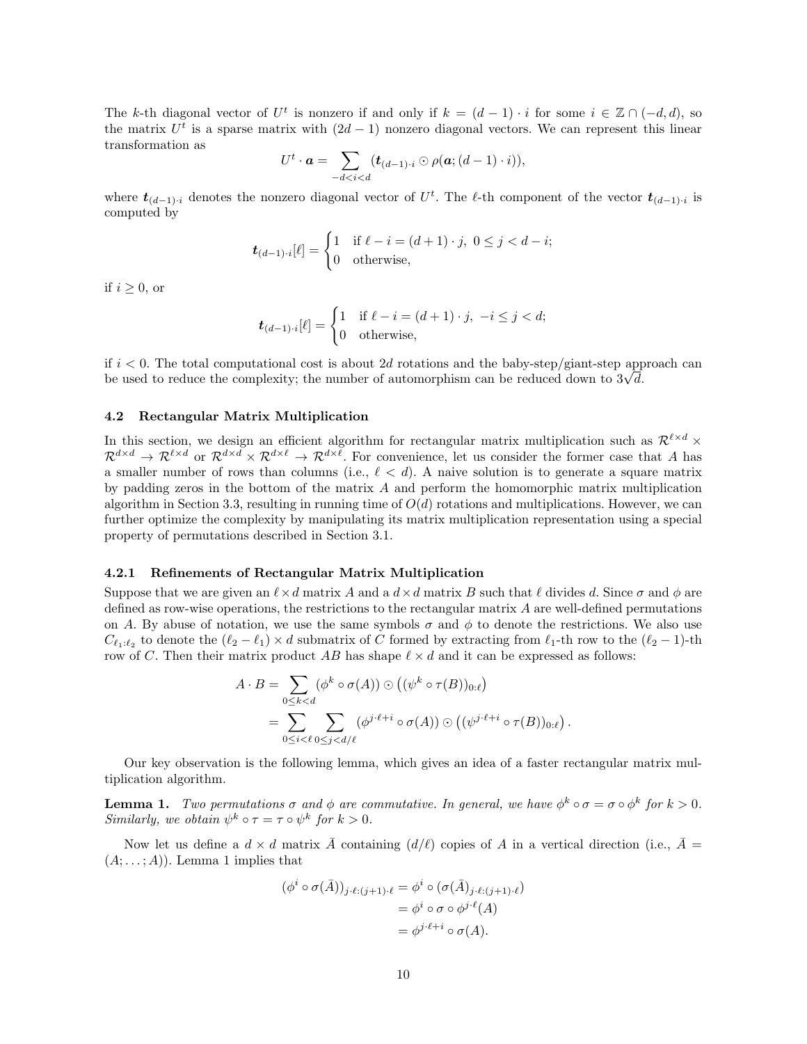The $k$-th diagonal vector of $U^t$ is nonzero if and only if $k = (d-1) \cdot i$ for some $i \in \mathbb{Z} \cap (-d, d)$, so the matrix $U^t$ is a sparse matrix with $(2d-1)$ nonzero diagonal vectors. We can represent this linear transformation as

$$U^t \cdot \boldsymbol{a} = \sum_{-d<i<d} (\boldsymbol{t}_{(d-1)\cdot i} \odot \rho(\boldsymbol{a}; (d-1)\cdot i)),$$

where $\boldsymbol{t}_{(d-1)\cdot i}$ denotes the nonzero diagonal vector of $U^t$. The $\ell$-th component of the vector $\boldsymbol{t}_{(d-1)\cdot i}$ is computed by

$$\boldsymbol{t}_{(d-1)\cdot i}[\ell] = \begin{cases} 1 & \text{if } \ell - i = (d+1)\cdot j,\ 0 \le j < d-i; \\ 0 & \text{otherwise,} \end{cases}$$

if $i \ge 0$, or

$$\boldsymbol{t}_{(d-1)\cdot i}[\ell] = \begin{cases} 1 & \text{if } \ell - i = (d+1)\cdot j,\ -i \le j < d; \\ 0 & \text{otherwise,} \end{cases}$$

if $i < 0$. The total computational cost is about $2d$ rotations and the baby-step/giant-step approach can be used to reduce the complexity; the number of automorphism can be reduced down to $3\sqrt{d}$.

### 4.2 Rectangular Matrix Multiplication

In this section, we design an efficient algorithm for rectangular matrix multiplication such as $\mathcal{R}^{\ell\times d} \times \mathcal{R}^{d\times d} \to \mathcal{R}^{\ell\times d}$ or $\mathcal{R}^{d\times d} \times \mathcal{R}^{d\times \ell} \to \mathcal{R}^{d\times \ell}$. For convenience, let us consider the former case that $A$ has a smaller number of rows than columns (i.e., $\ell < d$). A naive solution is to generate a square matrix by padding zeros in the bottom of the matrix $A$ and perform the homomorphic matrix multiplication algorithm in Section 3.3, resulting in running time of $O(d)$ rotations and multiplications. However, we can further optimize the complexity by manipulating its matrix multiplication representation using a special property of permutations described in Section 3.1.

#### 4.2.1 Refinements of Rectangular Matrix Multiplication

Suppose that we are given an $\ell \times d$ matrix $A$ and a $d \times d$ matrix $B$ such that $\ell$ divides $d$. Since $\sigma$ and $\phi$ are defined as row-wise operations, the restrictions to the rectangular matrix $A$ are well-defined permutations on $A$. By abuse of notation, we use the same symbols $\sigma$ and $\phi$ to denote the restrictions. We also use $C_{\ell_1:\ell_2}$ to denote the $(\ell_2 - \ell_1) \times d$ submatrix of $C$ formed by extracting from $\ell_1$-th row to the $(\ell_2 - 1)$-th row of $C$. Then their matrix product $AB$ has shape $\ell \times d$ and it can be expressed as follows:

$$\begin{aligned} A \cdot B &= \sum_{0\le k<d} (\phi^k \circ \sigma(A)) \odot \left((\psi^k \circ \tau(B))_{0:\ell}\right) \\ &= \sum_{0\le i<\ell}\sum_{0\le j<d/\ell} (\phi^{j\cdot\ell+i} \circ \sigma(A)) \odot \left((\psi^{j\cdot\ell+i} \circ \tau(B))_{0:\ell}\right). \end{aligned}$$

Our key observation is the following lemma, which gives an idea of a faster rectangular matrix multiplication algorithm.

**Lemma 1.** *Two permutations $\sigma$ and $\phi$ are commutative. In general, we have $\phi^k \circ \sigma = \sigma \circ \phi^k$ for $k > 0$. Similarly, we obtain $\psi^k \circ \tau = \tau \circ \psi^k$ for $k > 0$.*

Now let us define a $d \times d$ matrix $\bar{A}$ containing $(d/\ell)$ copies of $A$ in a vertical direction (i.e., $\bar{A} = (A; \ldots; A)$). Lemma 1 implies that

$$\begin{aligned} \left(\phi^i \circ \sigma(\bar{A})\right)_{j\cdot\ell:(j+1)\cdot\ell} &= \phi^i \circ (\sigma(\bar{A})_{j\cdot\ell:(j+1)\cdot\ell}) \\ &= \phi^i \circ \sigma \circ \phi^{j\cdot\ell}(A) \\ &= \phi^{j\cdot\ell+i} \circ \sigma(A). \end{aligned}$$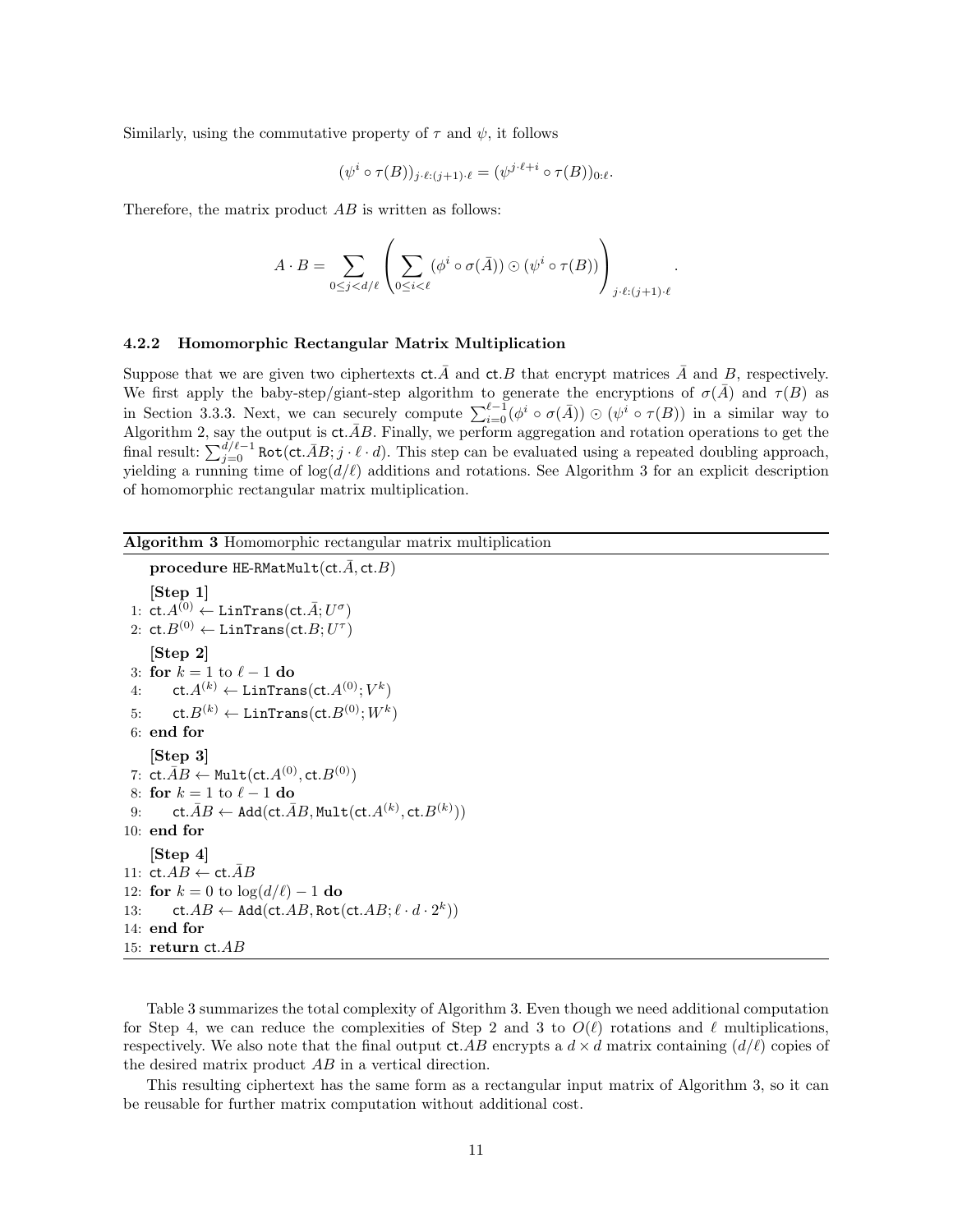Similarly, using the commutative property of $\tau$ and $\psi$, it follows

$$(\psi^i \circ \tau(B))_{j\cdot\ell:(j+1)\cdot\ell} = (\psi^{j\cdot\ell+i} \circ \tau(B))_{0:\ell}.$$

Therefore, the matrix product $AB$ is written as follows:

$$A \cdot B = \sum_{0 \le j < d/\ell} \left( \sum_{0 \le i < \ell} (\phi^i \circ \sigma(\bar{A})) \odot (\psi^i \circ \tau(B)) \right)_{j\cdot\ell:(j+1)\cdot\ell}.$$

### 4.2.2 Homomorphic Rectangular Matrix Multiplication

Suppose that we are given two ciphertexts $\mathsf{ct}.\bar{A}$ and $\mathsf{ct}.B$ that encrypt matrices $\bar{A}$ and $B$, respectively. We first apply the baby-step/giant-step algorithm to generate the encryptions of $\sigma(\bar{A})$ and $\tau(B)$ as in Section 3.3.3. Next, we can securely compute $\sum_{i=0}^{\ell-1}(\phi^i \circ \sigma(\bar{A})) \odot (\psi^i \circ \tau(B))$ in a similar way to Algorithm 2, say the output is $\mathsf{ct}.\bar{A}B$. Finally, we perform aggregation and rotation operations to get the final result: $\sum_{j=0}^{d/\ell-1} \texttt{Rot}(\mathsf{ct}.\bar{A}B; j \cdot \ell \cdot d)$. This step can be evaluated using a repeated doubling approach, yielding a running time of $\log(d/\ell)$ additions and rotations. See Algorithm 3 for an explicit description of homomorphic rectangular matrix multiplication.

**Algorithm 3** Homomorphic rectangular matrix multiplication

```
procedure HE-RMatMult(ct.Ā, ct.B)
   [Step 1]
 1: ct.A^(0) ← LinTrans(ct.Ā; U^σ)
 2: ct.B^(0) ← LinTrans(ct.B; U^τ)
   [Step 2]
 3: for k = 1 to ℓ − 1 do
 4:     ct.A^(k) ← LinTrans(ct.A^(0); V^k)
 5:     ct.B^(k) ← LinTrans(ct.B^(0); W^k)
 6: end for
   [Step 3]
 7: ct.ĀB ← Mult(ct.A^(0), ct.B^(0))
 8: for k = 1 to ℓ − 1 do
 9:     ct.ĀB ← Add(ct.ĀB, Mult(ct.A^(k), ct.B^(k)))
10: end for
   [Step 4]
11: ct.AB ← ct.ĀB
12: for k = 0 to log(d/ℓ) − 1 do
13:     ct.AB ← Add(ct.AB, Rot(ct.AB; ℓ · d · 2^k))
14: end for
15: return ct.AB
```

Table 3 summarizes the total complexity of Algorithm 3. Even though we need additional computation for Step 4, we can reduce the complexities of Step 2 and 3 to $O(\ell)$ rotations and $\ell$ multiplications, respectively. We also note that the final output $\mathsf{ct}.AB$ encrypts a $d \times d$ matrix containing $(d/\ell)$ copies of the desired matrix product $AB$ in a vertical direction.

This resulting ciphertext has the same form as a rectangular input matrix of Algorithm 3, so it can be reusable for further matrix computation without additional cost.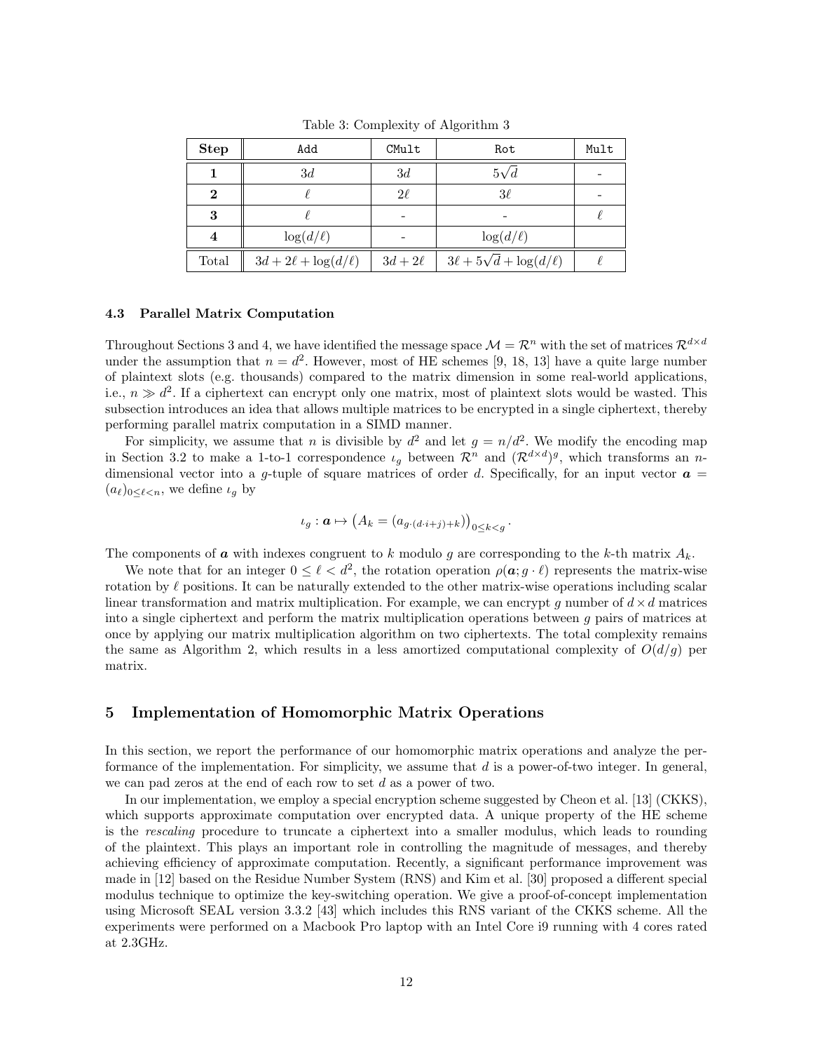Table 3: Complexity of Algorithm 3

| **Step** | `Add` | `CMult` | `Rot` | `Mult` |
|---|---|---|---|---|
| **1** | $3d$ | $3d$ | $5\sqrt{d}$ | - |
| **2** | $\ell$ | $2\ell$ | $3\ell$ | - |
| **3** | $\ell$ | - | - | $\ell$ |
| **4** | $\log(d/\ell)$ | - | $\log(d/\ell)$ | |
| Total | $3d + 2\ell + \log(d/\ell)$ | $3d + 2\ell$ | $3\ell + 5\sqrt{d} + \log(d/\ell)$ | $\ell$ |

### 4.3 Parallel Matrix Computation

Throughout Sections 3 and 4, we have identified the message space $\mathcal{M} = \mathcal{R}^n$ with the set of matrices $\mathcal{R}^{d\times d}$ under the assumption that $n = d^2$. However, most of HE schemes [9, 18, 13] have a quite large number of plaintext slots (e.g. thousands) compared to the matrix dimension in some real-world applications, i.e., $n \gg d^2$. If a ciphertext can encrypt only one matrix, most of plaintext slots would be wasted. This subsection introduces an idea that allows multiple matrices to be encrypted in a single ciphertext, thereby performing parallel matrix computation in a SIMD manner.

For simplicity, we assume that $n$ is divisible by $d^2$ and let $g = n/d^2$. We modify the encoding map in Section 3.2 to make a 1-to-1 correspondence $\iota_g$ between $\mathcal{R}^n$ and $(\mathcal{R}^{d\times d})^g$, which transforms an $n$-dimensional vector into a $g$-tuple of square matrices of order $d$. Specifically, for an input vector $\boldsymbol{a} = (a_\ell)_{0\le\ell<n}$, we define $\iota_g$ by

$$\iota_g : \boldsymbol{a} \mapsto \left(A_k = (a_{g\cdot(d\cdot i+j)+k})\right)_{0\le k<g}.$$

The components of $\boldsymbol{a}$ with indexes congruent to $k$ modulo $g$ are corresponding to the $k$-th matrix $A_k$.

We note that for an integer $0 \le \ell < d^2$, the rotation operation $\rho(\boldsymbol{a}; g\cdot\ell)$ represents the matrix-wise rotation by $\ell$ positions. It can be naturally extended to the other matrix-wise operations including scalar linear transformation and matrix multiplication. For example, we can encrypt $g$ number of $d \times d$ matrices into a single ciphertext and perform the matrix multiplication operations between $g$ pairs of matrices at once by applying our matrix multiplication algorithm on two ciphertexts. The total complexity remains the same as Algorithm 2, which results in a less amortized computational complexity of $O(d/g)$ per matrix.

## 5 Implementation of Homomorphic Matrix Operations

In this section, we report the performance of our homomorphic matrix operations and analyze the performance of the implementation. For simplicity, we assume that $d$ is a power-of-two integer. In general, we can pad zeros at the end of each row to set $d$ as a power of two.

In our implementation, we employ a special encryption scheme suggested by Cheon et al. [13] (CKKS), which supports approximate computation over encrypted data. A unique property of the HE scheme is the *rescaling* procedure to truncate a ciphertext into a smaller modulus, which leads to rounding of the plaintext. This plays an important role in controlling the magnitude of messages, and thereby achieving efficiency of approximate computation. Recently, a significant performance improvement was made in [12] based on the Residue Number System (RNS) and Kim et al. [30] proposed a different special modulus technique to optimize the key-switching operation. We give a proof-of-concept implementation using Microsoft SEAL version 3.3.2 [43] which includes this RNS variant of the CKKS scheme. All the experiments were performed on a Macbook Pro laptop with an Intel Core i9 running with 4 cores rated at 2.3GHz.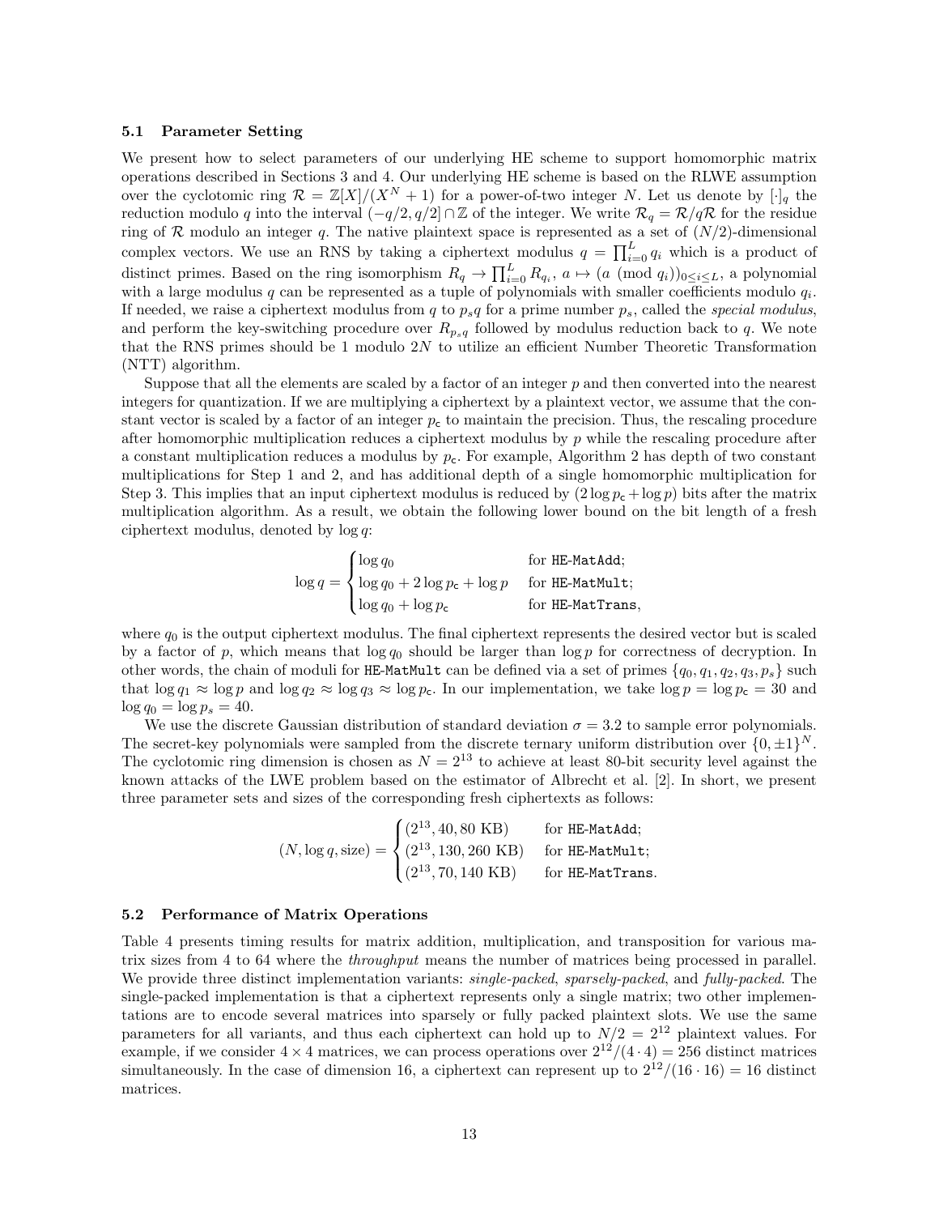### 5.1 Parameter Setting

We present how to select parameters of our underlying HE scheme to support homomorphic matrix operations described in Sections 3 and 4. Our underlying HE scheme is based on the RLWE assumption over the cyclotomic ring $\mathcal{R} = \mathbb{Z}[X]/(X^N + 1)$ for a power-of-two integer $N$. Let us denote by $[\cdot]_q$ the reduction modulo $q$ into the interval $(-q/2, q/2] \cap \mathbb{Z}$ of the integer. We write $\mathcal{R}_q = \mathcal{R}/q\mathcal{R}$ for the residue ring of $\mathcal{R}$ modulo an integer $q$. The native plaintext space is represented as a set of $(N/2)$-dimensional complex vectors. We use an RNS by taking a ciphertext modulus $q = \prod_{i=0}^{L} q_i$ which is a product of distinct primes. Based on the ring isomorphism $R_q \to \prod_{i=0}^{L} R_{q_i}$, $a \mapsto (a \pmod{q_i})_{0 \le i \le L}$, a polynomial with a large modulus $q$ can be represented as a tuple of polynomials with smaller coefficients modulo $q_i$. If needed, we raise a ciphertext modulus from $q$ to $p_s q$ for a prime number $p_s$, called the *special modulus*, and perform the key-switching procedure over $R_{p_s q}$ followed by modulus reduction back to $q$. We note that the RNS primes should be 1 modulo $2N$ to utilize an efficient Number Theoretic Transformation (NTT) algorithm.

Suppose that all the elements are scaled by a factor of an integer $p$ and then converted into the nearest integers for quantization. If we are multiplying a ciphertext by a plaintext vector, we assume that the constant vector is scaled by a factor of an integer $p_{\mathsf{c}}$ to maintain the precision. Thus, the rescaling procedure after homomorphic multiplication reduces a ciphertext modulus by $p$ while the rescaling procedure after a constant multiplication reduces a modulus by $p_{\mathsf{c}}$. For example, Algorithm 2 has depth of two constant multiplications for Step 1 and 2, and has additional depth of a single homomorphic multiplication for Step 3. This implies that an input ciphertext modulus is reduced by $(2 \log p_{\mathsf{c}} + \log p)$ bits after the matrix multiplication algorithm. As a result, we obtain the following lower bound on the bit length of a fresh ciphertext modulus, denoted by $\log q$:

$$\log q = \begin{cases} \log q_0 & \text{for } \texttt{HE-MatAdd}; \\ \log q_0 + 2\log p_{\mathsf{c}} + \log p & \text{for } \texttt{HE-MatMult}; \\ \log q_0 + \log p_{\mathsf{c}} & \text{for } \texttt{HE-MatTrans}, \end{cases}$$

where $q_0$ is the output ciphertext modulus. The final ciphertext represents the desired vector but is scaled by a factor of $p$, which means that $\log q_0$ should be larger than $\log p$ for correctness of decryption. In other words, the chain of moduli for HE-MatMult can be defined via a set of primes $\{q_0, q_1, q_2, q_3, p_s\}$ such that $\log q_1 \approx \log p$ and $\log q_2 \approx \log q_3 \approx \log p_{\mathsf{c}}$. In our implementation, we take $\log p = \log p_{\mathsf{c}} = 30$ and $\log q_0 = \log p_s = 40$.

We use the discrete Gaussian distribution of standard deviation $\sigma = 3.2$ to sample error polynomials. The secret-key polynomials were sampled from the discrete ternary uniform distribution over $\{0, \pm 1\}^N$. The cyclotomic ring dimension is chosen as $N = 2^{13}$ to achieve at least 80-bit security level against the known attacks of the LWE problem based on the estimator of Albrecht et al. [2]. In short, we present three parameter sets and sizes of the corresponding fresh ciphertexts as follows:

$$(N, \log q, \text{size}) = \begin{cases} (2^{13}, 40, 80 \text{ KB}) & \text{for } \texttt{HE-MatAdd}; \\ (2^{13}, 130, 260 \text{ KB}) & \text{for } \texttt{HE-MatMult}; \\ (2^{13}, 70, 140 \text{ KB}) & \text{for } \texttt{HE-MatTrans}. \end{cases}$$

### 5.2 Performance of Matrix Operations

Table 4 presents timing results for matrix addition, multiplication, and transposition for various matrix sizes from 4 to 64 where the *throughput* means the number of matrices being processed in parallel. We provide three distinct implementation variants: *single-packed*, *sparsely-packed*, and *fully-packed*. The single-packed implementation is that a ciphertext represents only a single matrix; two other implementations are to encode several matrices into sparsely or fully packed plaintext slots. We use the same parameters for all variants, and thus each ciphertext can hold up to $N/2 = 2^{12}$ plaintext values. For example, if we consider $4 \times 4$ matrices, we can process operations over $2^{12}/(4 \cdot 4) = 256$ distinct matrices simultaneously. In the case of dimension 16, a ciphertext can represent up to $2^{12}/(16 \cdot 16) = 16$ distinct matrices.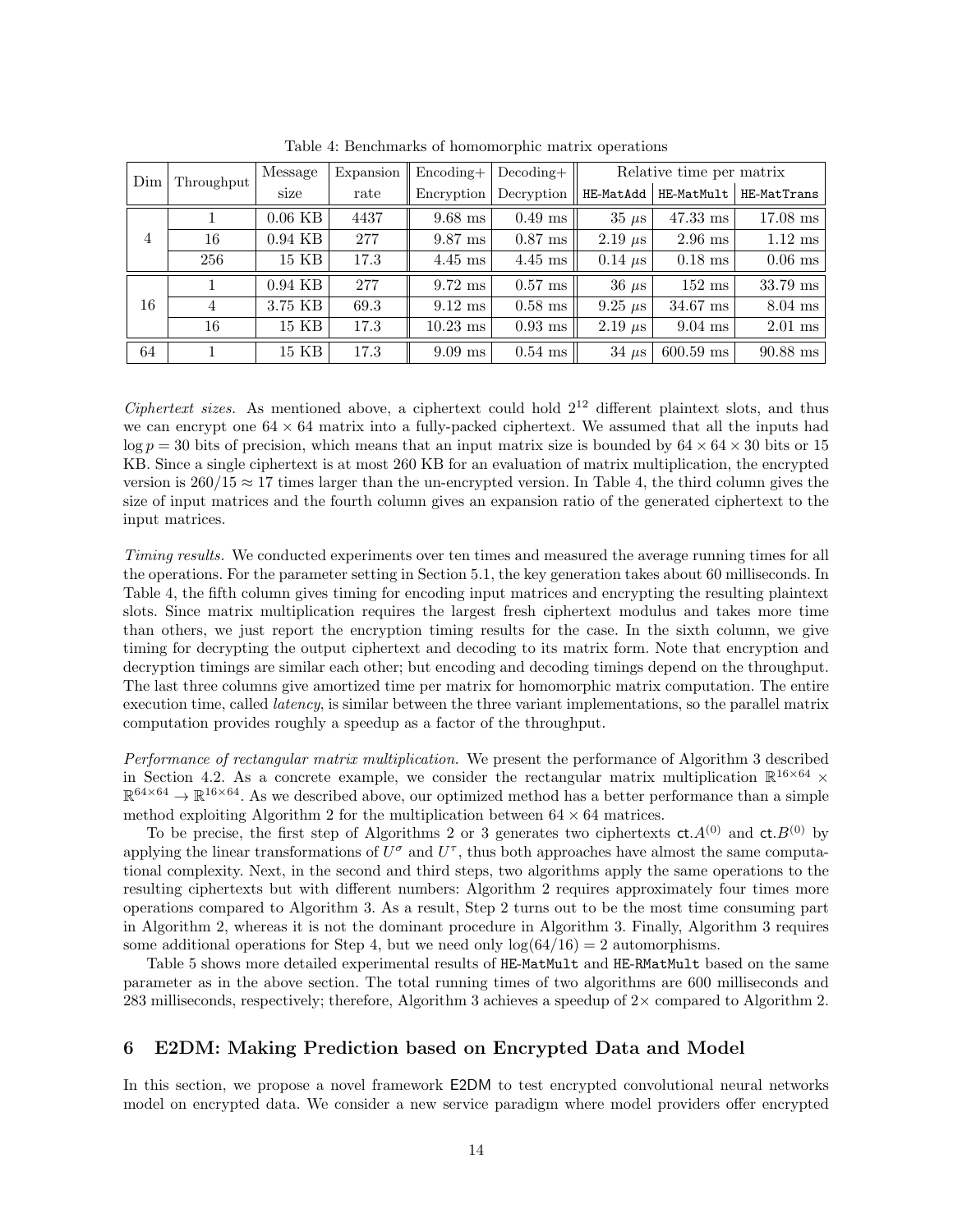Table 4: Benchmarks of homomorphic matrix operations

| Dim | Throughput | Message size | Expansion rate | Encoding+ Encryption | Decoding+ Decryption | Relative time per matrix | | |
|---|---|---|---|---|---|---|---|---|
| | | | | | | HE-MatAdd | HE-MatMult | HE-MatTrans |
| 4 | 1 | 0.06 KB | 4437 | 9.68 ms | 0.49 ms | 35 $\mu$s | 47.33 ms | 17.08 ms |
| | 16 | 0.94 KB | 277 | 9.87 ms | 0.87 ms | 2.19 $\mu$s | 2.96 ms | 1.12 ms |
| | 256 | 15 KB | 17.3 | 4.45 ms | 4.45 ms | 0.14 $\mu$s | 0.18 ms | 0.06 ms |
| 16 | 1 | 0.94 KB | 277 | 9.72 ms | 0.57 ms | 36 $\mu$s | 152 ms | 33.79 ms |
| | 4 | 3.75 KB | 69.3 | 9.12 ms | 0.58 ms | 9.25 $\mu$s | 34.67 ms | 8.04 ms |
| | 16 | 15 KB | 17.3 | 10.23 ms | 0.93 ms | 2.19 $\mu$s | 9.04 ms | 2.01 ms |
| 64 | 1 | 15 KB | 17.3 | 9.09 ms | 0.54 ms | 34 $\mu$s | 600.59 ms | 90.88 ms |

*Ciphertext sizes.* As mentioned above, a ciphertext could hold $2^{12}$ different plaintext slots, and thus we can encrypt one $64 \times 64$ matrix into a fully-packed ciphertext. We assumed that all the inputs had $\log p = 30$ bits of precision, which means that an input matrix size is bounded by $64 \times 64 \times 30$ bits or 15 KB. Since a single ciphertext is at most 260 KB for an evaluation of matrix multiplication, the encrypted version is $260/15 \approx 17$ times larger than the un-encrypted version. In Table 4, the third column gives the size of input matrices and the fourth column gives an expansion ratio of the generated ciphertext to the input matrices.

*Timing results.* We conducted experiments over ten times and measured the average running times for all the operations. For the parameter setting in Section 5.1, the key generation takes about 60 milliseconds. In Table 4, the fifth column gives timing for encoding input matrices and encrypting the resulting plaintext slots. Since matrix multiplication requires the largest fresh ciphertext modulus and takes more time than others, we just report the encryption timing results for the case. In the sixth column, we give timing for decrypting the output ciphertext and decoding to its matrix form. Note that encryption and decryption timings are similar each other; but encoding and decoding timings depend on the throughput. The last three columns give amortized time per matrix for homomorphic matrix computation. The entire execution time, called *latency*, is similar between the three variant implementations, so the parallel matrix computation provides roughly a speedup as a factor of the throughput.

*Performance of rectangular matrix multiplication.* We present the performance of Algorithm 3 described in Section 4.2. As a concrete example, we consider the rectangular matrix multiplication $\mathbb{R}^{16\times 64} \times \mathbb{R}^{64\times 64} \rightarrow \mathbb{R}^{16\times 64}$. As we described above, our optimized method has a better performance than a simple method exploiting Algorithm 2 for the multiplication between $64 \times 64$ matrices.

To be precise, the first step of Algorithms 2 or 3 generates two ciphertexts $\mathsf{ct}.A^{(0)}$ and $\mathsf{ct}.B^{(0)}$ by applying the linear transformations of $U^{\sigma}$ and $U^{\tau}$, thus both approaches have almost the same computational complexity. Next, in the second and third steps, two algorithms apply the same operations to the resulting ciphertexts but with different numbers: Algorithm 2 requires approximately four times more operations compared to Algorithm 3. As a result, Step 2 turns out to be the most time consuming part in Algorithm 2, whereas it is not the dominant procedure in Algorithm 3. Finally, Algorithm 3 requires some additional operations for Step 4, but we need only $\log(64/16) = 2$ automorphisms.

Table 5 shows more detailed experimental results of HE-MatMult and HE-RMatMult based on the same parameter as in the above section. The total running times of two algorithms are 600 milliseconds and 283 milliseconds, respectively; therefore, Algorithm 3 achieves a speedup of $2\times$ compared to Algorithm 2.

## 6 E2DM: Making Prediction based on Encrypted Data and Model

In this section, we propose a novel framework E2DM to test encrypted convolutional neural networks model on encrypted data. We consider a new service paradigm where model providers offer encrypted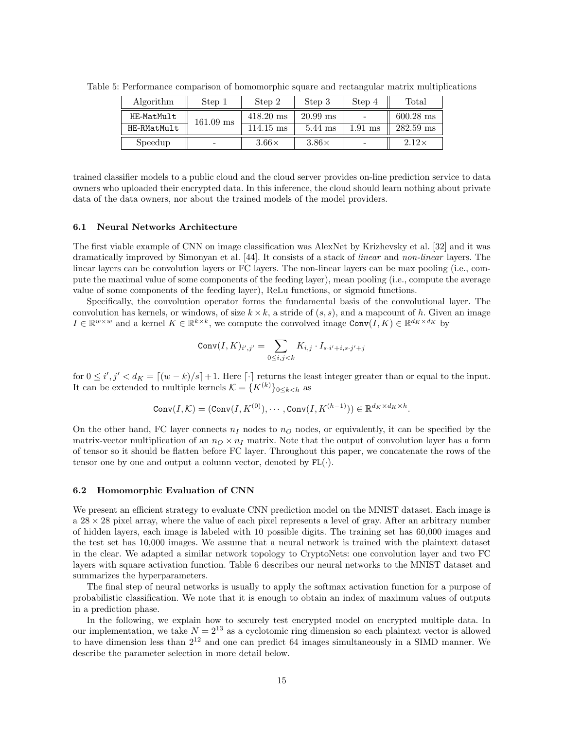Table 5: Performance comparison of homomorphic square and rectangular matrix multiplications

| Algorithm | Step 1 | Step 2 | Step 3 | Step 4 | Total |
|---|---|---|---|---|---|
| `HE-MatMult` | 161.09 ms | 418.20 ms | 20.99 ms | - | 600.28 ms |
| `HE-RMatMult` | | 114.15 ms | 5.44 ms | 1.91 ms | 282.59 ms |
| Speedup | - | 3.66× | 3.86× | - | 2.12× |

trained classifier models to a public cloud and the cloud server provides on-line prediction service to data owners who uploaded their encrypted data. In this inference, the cloud should learn nothing about private data of the data owners, nor about the trained models of the model providers.

### 6.1 Neural Networks Architecture

The first viable example of CNN on image classification was AlexNet by Krizhevsky et al. [32] and it was dramatically improved by Simonyan et al. [44]. It consists of a stack of *linear* and *non-linear* layers. The linear layers can be convolution layers or FC layers. The non-linear layers can be max pooling (i.e., compute the maximal value of some components of the feeding layer), mean pooling (i.e., compute the average value of some components of the feeding layer), ReLu functions, or sigmoid functions.

Specifically, the convolution operator forms the fundamental basis of the convolutional layer. The convolution has kernels, or windows, of size $k \times k$, a stride of $(s, s)$, and a mapcount of $h$. Given an image $I \in \mathbb{R}^{w \times w}$ and a kernel $K \in \mathbb{R}^{k \times k}$, we compute the convolved image $\texttt{Conv}(I, K) \in \mathbb{R}^{d_K \times d_K}$ by

$$\texttt{Conv}(I, K)_{i',j'} = \sum_{0 \le i,j < k} K_{i,j} \cdot I_{s \cdot i' + i, s \cdot j' + j}$$

for $0 \le i', j' < d_K = \lceil (w - k)/s \rceil + 1$. Here $\lceil \cdot \rceil$ returns the least integer greater than or equal to the input. It can be extended to multiple kernels $\mathcal{K} = \{K^{(k)}\}_{0 \le k < h}$ as

$$\texttt{Conv}(I, \mathcal{K}) = (\texttt{Conv}(I, K^{(0)}), \cdots, \texttt{Conv}(I, K^{(h-1)})) \in \mathbb{R}^{d_K \times d_K \times h}.$$

On the other hand, FC layer connects $n_I$ nodes to $n_O$ nodes, or equivalently, it can be specified by the matrix-vector multiplication of an $n_O \times n_I$ matrix. Note that the output of convolution layer has a form of tensor so it should be flatten before FC layer. Throughout this paper, we concatenate the rows of the tensor one by one and output a column vector, denoted by $\texttt{FL}(\cdot)$.

### 6.2 Homomorphic Evaluation of CNN

We present an efficient strategy to evaluate CNN prediction model on the MNIST dataset. Each image is a $28 \times 28$ pixel array, where the value of each pixel represents a level of gray. After an arbitrary number of hidden layers, each image is labeled with 10 possible digits. The training set has 60,000 images and the test set has 10,000 images. We assume that a neural network is trained with the plaintext dataset in the clear. We adapted a similar network topology to CryptoNets: one convolution layer and two FC layers with square activation function. Table 6 describes our neural networks to the MNIST dataset and summarizes the hyperparameters.

The final step of neural networks is usually to apply the softmax activation function for a purpose of probabilistic classification. We note that it is enough to obtain an index of maximum values of outputs in a prediction phase.

In the following, we explain how to securely test encrypted model on encrypted multiple data. In our implementation, we take $N = 2^{13}$ as a cyclotomic ring dimension so each plaintext vector is allowed to have dimension less than $2^{12}$ and one can predict 64 images simultaneously in a SIMD manner. We describe the parameter selection in more detail below.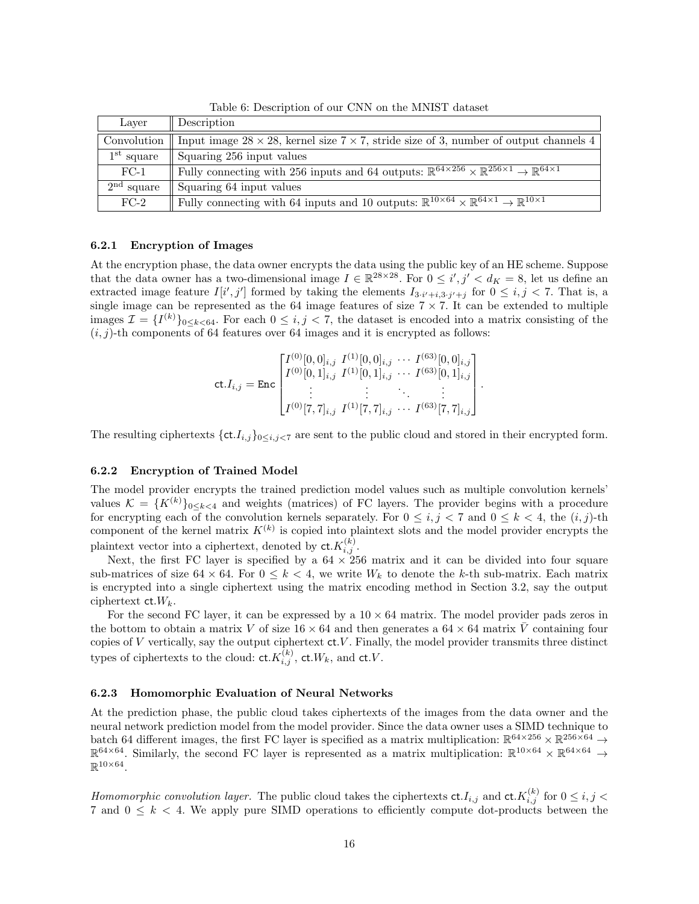Table 6: Description of our CNN on the MNIST dataset

| Layer | Description |
|---|---|
| Convolution | Input image $28 \times 28$, kernel size $7 \times 7$, stride size of 3, number of output channels 4 |
| $1^{\text{st}}$ square | Squaring 256 input values |
| FC-1 | Fully connecting with 256 inputs and 64 outputs: $\mathbb{R}^{64\times 256} \times \mathbb{R}^{256\times 1} \to \mathbb{R}^{64\times 1}$ |
| $2^{\text{nd}}$ square | Squaring 64 input values |
| FC-2 | Fully connecting with 64 inputs and 10 outputs: $\mathbb{R}^{10\times 64} \times \mathbb{R}^{64\times 1} \to \mathbb{R}^{10\times 1}$ |

#### 6.2.1 Encryption of Images

At the encryption phase, the data owner encrypts the data using the public key of an HE scheme. Suppose that the data owner has a two-dimensional image $I \in \mathbb{R}^{28\times 28}$. For $0 \le i', j' < d_K = 8$, let us define an extracted image feature $I[i', j']$ formed by taking the elements $I_{3\cdot i'+i, 3\cdot j'+j}$ for $0 \le i, j < 7$. That is, a single image can be represented as the 64 image features of size $7 \times 7$. It can be extended to multiple images $\mathcal{I} = \{I^{(k)}\}_{0\le k<64}$. For each $0 \le i, j < 7$, the dataset is encoded into a matrix consisting of the $(i, j)$-th components of 64 features over 64 images and it is encrypted as follows:

$$\mathsf{ct}.I_{i,j} = \mathtt{Enc}\begin{bmatrix} I^{(0)}[0,0]_{i,j} & I^{(1)}[0,0]_{i,j} & \cdots & I^{(63)}[0,0]_{i,j} \\ I^{(0)}[0,1]_{i,j} & I^{(1)}[0,1]_{i,j} & \cdots & I^{(63)}[0,1]_{i,j} \\ \vdots & \vdots & \ddots & \vdots \\ I^{(0)}[7,7]_{i,j} & I^{(1)}[7,7]_{i,j} & \cdots & I^{(63)}[7,7]_{i,j} \end{bmatrix}.$$

The resulting ciphertexts $\{\mathsf{ct}.I_{i,j}\}_{0\le i,j<7}$ are sent to the public cloud and stored in their encrypted form.

#### 6.2.2 Encryption of Trained Model

The model provider encrypts the trained prediction model values such as multiple convolution kernels' values $\mathcal{K} = \{K^{(k)}\}_{0\le k<4}$ and weights (matrices) of FC layers. The provider begins with a procedure for encrypting each of the convolution kernels separately. For $0 \le i, j < 7$ and $0 \le k < 4$, the $(i, j)$-th component of the kernel matrix $K^{(k)}$ is copied into plaintext slots and the model provider encrypts the plaintext vector into a ciphertext, denoted by $\mathsf{ct}.K^{(k)}_{i,j}$.

Next, the first FC layer is specified by a $64 \times 256$ matrix and it can be divided into four square sub-matrices of size $64 \times 64$. For $0 \le k < 4$, we write $W_k$ to denote the $k$-th sub-matrix. Each matrix is encrypted into a single ciphertext using the matrix encoding method in Section 3.2, say the output ciphertext $\mathsf{ct}.W_k$.

For the second FC layer, it can be expressed by a $10 \times 64$ matrix. The model provider pads zeros in the bottom to obtain a matrix $V$ of size $16 \times 64$ and then generates a $64 \times 64$ matrix $\bar{V}$ containing four copies of $V$ vertically, say the output ciphertext $\mathsf{ct}.V$. Finally, the model provider transmits three distinct types of ciphertexts to the cloud: $\mathsf{ct}.K^{(k)}_{i,j}$, $\mathsf{ct}.W_k$, and $\mathsf{ct}.V$.

#### 6.2.3 Homomorphic Evaluation of Neural Networks

At the prediction phase, the public cloud takes ciphertexts of the images from the data owner and the neural network prediction model from the model provider. Since the data owner uses a SIMD technique to batch 64 different images, the first FC layer is specified as a matrix multiplication: $\mathbb{R}^{64\times 256} \times \mathbb{R}^{256\times 64} \to \mathbb{R}^{64\times 64}$. Similarly, the second FC layer is represented as a matrix multiplication: $\mathbb{R}^{10\times 64} \times \mathbb{R}^{64\times 64} \to \mathbb{R}^{10\times 64}$.

*Homomorphic convolution layer.* The public cloud takes the ciphertexts $\mathsf{ct}.I_{i,j}$ and $\mathsf{ct}.K^{(k)}_{i,j}$ for $0 \le i, j < 7$ and $0 \le k < 4$. We apply pure SIMD operations to efficiently compute dot-products between the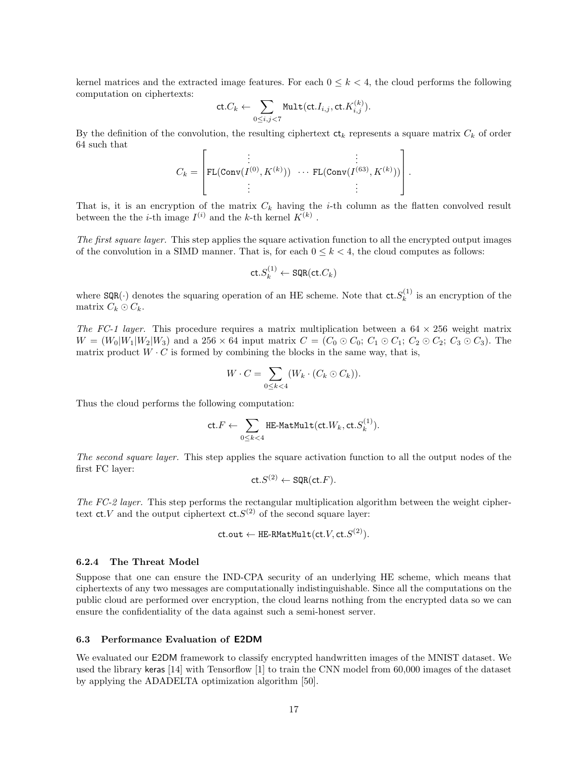kernel matrices and the extracted image features. For each $0 \le k < 4$, the cloud performs the following computation on ciphertexts:

$$\mathsf{ct}.C_k \leftarrow \sum_{0 \le i,j < 7} \mathtt{Mult}(\mathsf{ct}.I_{i,j}, \mathsf{ct}.K^{(k)}_{i,j}).$$

By the definition of the convolution, the resulting ciphertext $\mathsf{ct}_k$ represents a square matrix $C_k$ of order 64 such that

$$C_k = \begin{bmatrix} \vdots & & \vdots \\ \mathtt{FL}(\mathtt{Conv}(I^{(0)}, K^{(k)})) & \cdots & \mathtt{FL}(\mathtt{Conv}(I^{(63)}, K^{(k)})) \\ \vdots & & \vdots \end{bmatrix}.$$

That is, it is an encryption of the matrix $C_k$ having the $i$-th column as the flatten convolved result between the the $i$-th image $I^{(i)}$ and the $k$-th kernel $K^{(k)}$ .

*The first square layer.* This step applies the square activation function to all the encrypted output images of the convolution in a SIMD manner. That is, for each $0 \le k < 4$, the cloud computes as follows:

$$\mathsf{ct}.S^{(1)}_k \leftarrow \mathtt{SQR}(\mathsf{ct}.C_k)$$

where $\mathtt{SQR}(\cdot)$ denotes the squaring operation of an HE scheme. Note that $\mathsf{ct}.S^{(1)}_k$ is an encryption of the matrix $C_k \odot C_k$.

*The FC-1 layer.* This procedure requires a matrix multiplication between a $64 \times 256$ weight matrix $W = (W_0|W_1|W_2|W_3)$ and a $256 \times 64$ input matrix $C = (C_0 \odot C_0;\ C_1 \odot C_1;\ C_2 \odot C_2;\ C_3 \odot C_3)$. The matrix product $W \cdot C$ is formed by combining the blocks in the same way, that is,

$$W \cdot C = \sum_{0 \le k < 4} (W_k \cdot (C_k \odot C_k)).$$

Thus the cloud performs the following computation:

$$\mathsf{ct}.F \leftarrow \sum_{0 \le k < 4} \mathtt{HE\text{-}MatMult}(\mathsf{ct}.W_k, \mathsf{ct}.S^{(1)}_k).$$

*The second square layer.* This step applies the square activation function to all the output nodes of the first FC layer:

$$\mathsf{ct}.S^{(2)} \leftarrow \mathtt{SQR}(\mathsf{ct}.F).$$

*The FC-2 layer.* This step performs the rectangular multiplication algorithm between the weight ciphertext $\mathsf{ct}.V$ and the output ciphertext $\mathsf{ct}.S^{(2)}$ of the second square layer:

$$\mathsf{ct.out} \leftarrow \mathtt{HE\text{-}RMatMult}(\mathsf{ct}.V, \mathsf{ct}.S^{(2)}).$$

#### 6.2.4 The Threat Model

Suppose that one can ensure the IND-CPA security of an underlying HE scheme, which means that ciphertexts of any two messages are computationally indistinguishable. Since all the computations on the public cloud are performed over encryption, the cloud learns nothing from the encrypted data so we can ensure the confidentiality of the data against such a semi-honest server.

### 6.3 Performance Evaluation of E2DM

We evaluated our E2DM framework to classify encrypted handwritten images of the MNIST dataset. We used the library keras [14] with Tensorflow [1] to train the CNN model from 60,000 images of the dataset by applying the ADADELTA optimization algorithm [50].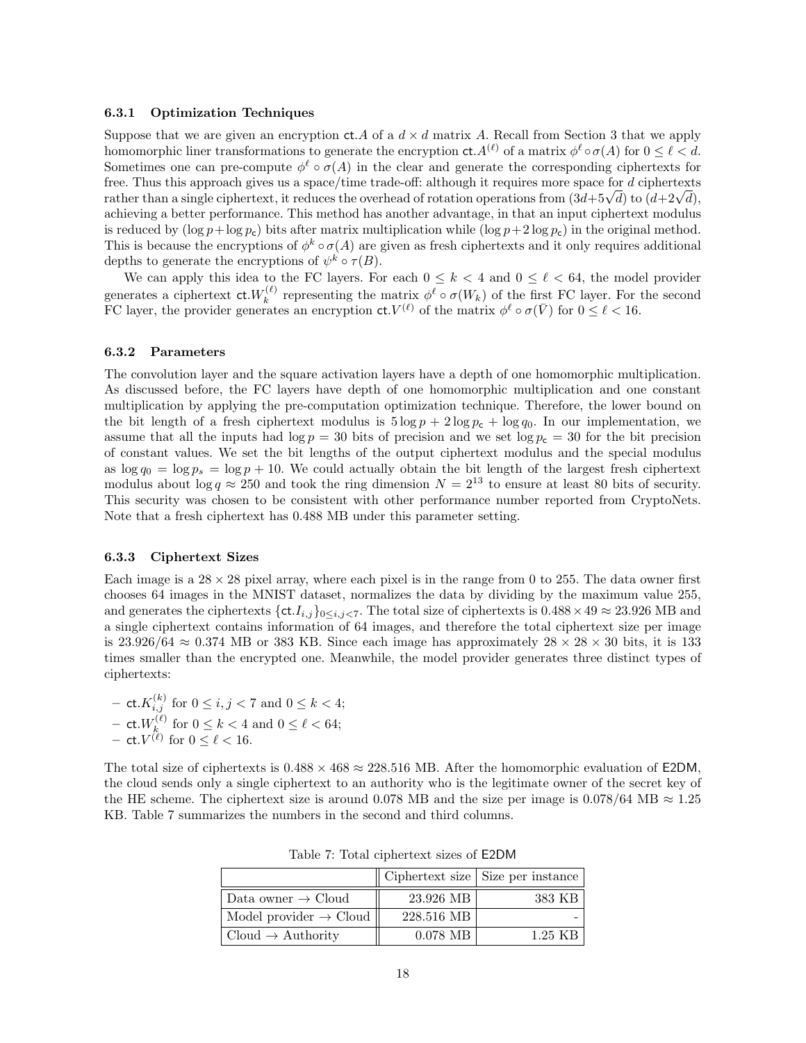#### 6.3.1 Optimization Techniques

Suppose that we are given an encryption $\mathsf{ct}.A$ of a $d \times d$ matrix $A$. Recall from Section 3 that we apply homomorphic liner transformations to generate the encryption $\mathsf{ct}.A^{(\ell)}$ of a matrix $\phi^\ell \circ \sigma(A)$ for $0 \le \ell < d$. Sometimes one can pre-compute $\phi^\ell \circ \sigma(A)$ in the clear and generate the corresponding ciphertexts for free. Thus this approach gives us a space/time trade-off: although it requires more space for $d$ ciphertexts rather than a single ciphertext, it reduces the overhead of rotation operations from $(3d+5\sqrt{d})$ to $(d+2\sqrt{d})$, achieving a better performance. This method has another advantage, in that an input ciphertext modulus is reduced by $(\log p + \log p_{\mathsf{c}})$ bits after matrix multiplication while $(\log p + 2\log p_{\mathsf{c}})$ in the original method. This is because the encryptions of $\phi^k \circ \sigma(A)$ are given as fresh ciphertexts and it only requires additional depths to generate the encryptions of $\psi^k \circ \tau(B)$.

We can apply this idea to the FC layers. For each $0 \le k < 4$ and $0 \le \ell < 64$, the model provider generates a ciphertext $\mathsf{ct}.W_k^{(\ell)}$ representing the matrix $\phi^\ell \circ \sigma(W_k)$ of the first FC layer. For the second FC layer, the provider generates an encryption $\mathsf{ct}.V^{(\ell)}$ of the matrix $\phi^\ell \circ \sigma(\bar{V})$ for $0 \le \ell < 16$.

#### 6.3.2 Parameters

The convolution layer and the square activation layers have a depth of one homomorphic multiplication. As discussed before, the FC layers have depth of one homomorphic multiplication and one constant multiplication by applying the pre-computation optimization technique. Therefore, the lower bound on the bit length of a fresh ciphertext modulus is $5\log p + 2\log p_{\mathsf{c}} + \log q_0$. In our implementation, we assume that all the inputs had $\log p = 30$ bits of precision and we set $\log p_{\mathsf{c}} = 30$ for the bit precision of constant values. We set the bit lengths of the output ciphertext modulus and the special modulus as $\log q_0 = \log p_s = \log p + 10$. We could actually obtain the bit length of the largest fresh ciphertext modulus about $\log q \approx 250$ and took the ring dimension $N = 2^{13}$ to ensure at least 80 bits of security. This security was chosen to be consistent with other performance number reported from CryptoNets. Note that a fresh ciphertext has 0.488 MB under this parameter setting.

#### 6.3.3 Ciphertext Sizes

Each image is a $28 \times 28$ pixel array, where each pixel is in the range from 0 to 255. The data owner first chooses 64 images in the MNIST dataset, normalizes the data by dividing by the maximum value 255, and generates the ciphertexts $\{\mathsf{ct}.I_{i,j}\}_{0 \le i,j < 7}$. The total size of ciphertexts is $0.488 \times 49 \approx 23.926$ MB and a single ciphertext contains information of 64 images, and therefore the total ciphertext size per image is $23.926/64 \approx 0.374$ MB or 383 KB. Since each image has approximately $28 \times 28 \times 30$ bits, it is 133 times smaller than the encrypted one. Meanwhile, the model provider generates three distinct types of ciphertexts:

- $\mathsf{ct}.K_{i,j}^{(k)}$ for $0 \le i,j < 7$ and $0 \le k < 4$;
- $\mathsf{ct}.W_k^{(\ell)}$ for $0 \le k < 4$ and $0 \le \ell < 64$;
- $\mathsf{ct}.V^{(\ell)}$ for $0 \le \ell < 16$.

The total size of ciphertexts is $0.488 \times 468 \approx 228.516$ MB. After the homomorphic evaluation of $\mathsf{E2DM}$, the cloud sends only a single ciphertext to an authority who is the legitimate owner of the secret key of the HE scheme. The ciphertext size is around 0.078 MB and the size per image is $0.078/64$ MB $\approx 1.25$ KB. Table 7 summarizes the numbers in the second and third columns.

Table 7: Total ciphertext sizes of $\mathsf{E2DM}$

| | Ciphertext size | Size per instance |
|---|---:|---:|
| Data owner → Cloud | 23.926 MB | 383 KB |
| Model provider → Cloud | 228.516 MB | - |
| Cloud → Authority | 0.078 MB | 1.25 KB |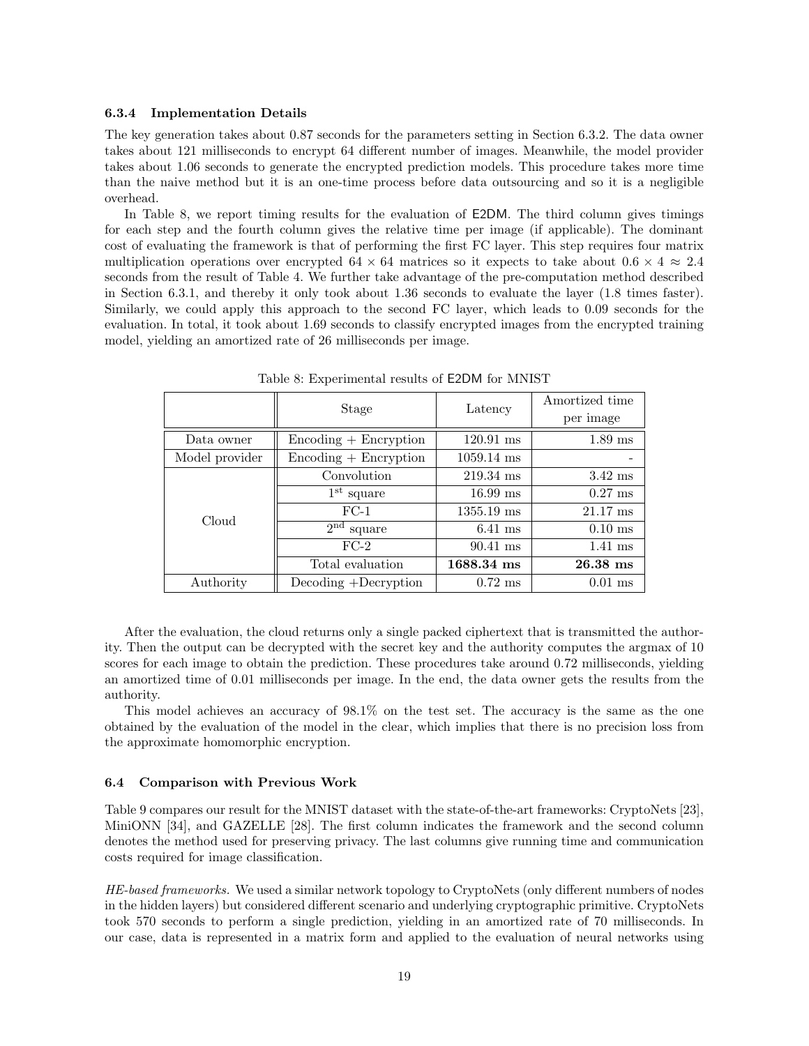#### 6.3.4 Implementation Details

The key generation takes about 0.87 seconds for the parameters setting in Section 6.3.2. The data owner takes about 121 milliseconds to encrypt 64 different number of images. Meanwhile, the model provider takes about 1.06 seconds to generate the encrypted prediction models. This procedure takes more time than the naive method but it is an one-time process before data outsourcing and so it is a negligible overhead.

In Table 8, we report timing results for the evaluation of E2DM. The third column gives timings for each step and the fourth column gives the relative time per image (if applicable). The dominant cost of evaluating the framework is that of performing the first FC layer. This step requires four matrix multiplication operations over encrypted $64 \times 64$ matrices so it expects to take about $0.6 \times 4 \approx 2.4$ seconds from the result of Table 4. We further take advantage of the pre-computation method described in Section 6.3.1, and thereby it only took about 1.36 seconds to evaluate the layer (1.8 times faster). Similarly, we could apply this approach to the second FC layer, which leads to 0.09 seconds for the evaluation. In total, it took about 1.69 seconds to classify encrypted images from the encrypted training model, yielding an amortized rate of 26 milliseconds per image.

Table 8: Experimental results of E2DM for MNIST

| | Stage | Latency | Amortized time per image |
|---|---|---|---|
| Data owner | Encoding + Encryption | 120.91 ms | 1.89 ms |
| Model provider | Encoding + Encryption | 1059.14 ms | - |
| Cloud | Convolution | 219.34 ms | 3.42 ms |
| | 1st square | 16.99 ms | 0.27 ms |
| | FC-1 | 1355.19 ms | 21.17 ms |
| | 2nd square | 6.41 ms | 0.10 ms |
| | FC-2 | 90.41 ms | 1.41 ms |
| | Total evaluation | **1688.34 ms** | **26.38 ms** |
| Authority | Decoding +Decryption | 0.72 ms | 0.01 ms |

After the evaluation, the cloud returns only a single packed ciphertext that is transmitted the authority. Then the output can be decrypted with the secret key and the authority computes the argmax of 10 scores for each image to obtain the prediction. These procedures take around 0.72 milliseconds, yielding an amortized time of 0.01 milliseconds per image. In the end, the data owner gets the results from the authority.

This model achieves an accuracy of 98.1% on the test set. The accuracy is the same as the one obtained by the evaluation of the model in the clear, which implies that there is no precision loss from the approximate homomorphic encryption.

### 6.4 Comparison with Previous Work

Table 9 compares our result for the MNIST dataset with the state-of-the-art frameworks: CryptoNets [23], MiniONN [34], and GAZELLE [28]. The first column indicates the framework and the second column denotes the method used for preserving privacy. The last columns give running time and communication costs required for image classification.

*HE-based frameworks.* We used a similar network topology to CryptoNets (only different numbers of nodes in the hidden layers) but considered different scenario and underlying cryptographic primitive. CryptoNets took 570 seconds to perform a single prediction, yielding in an amortized rate of 70 milliseconds. In our case, data is represented in a matrix form and applied to the evaluation of neural networks using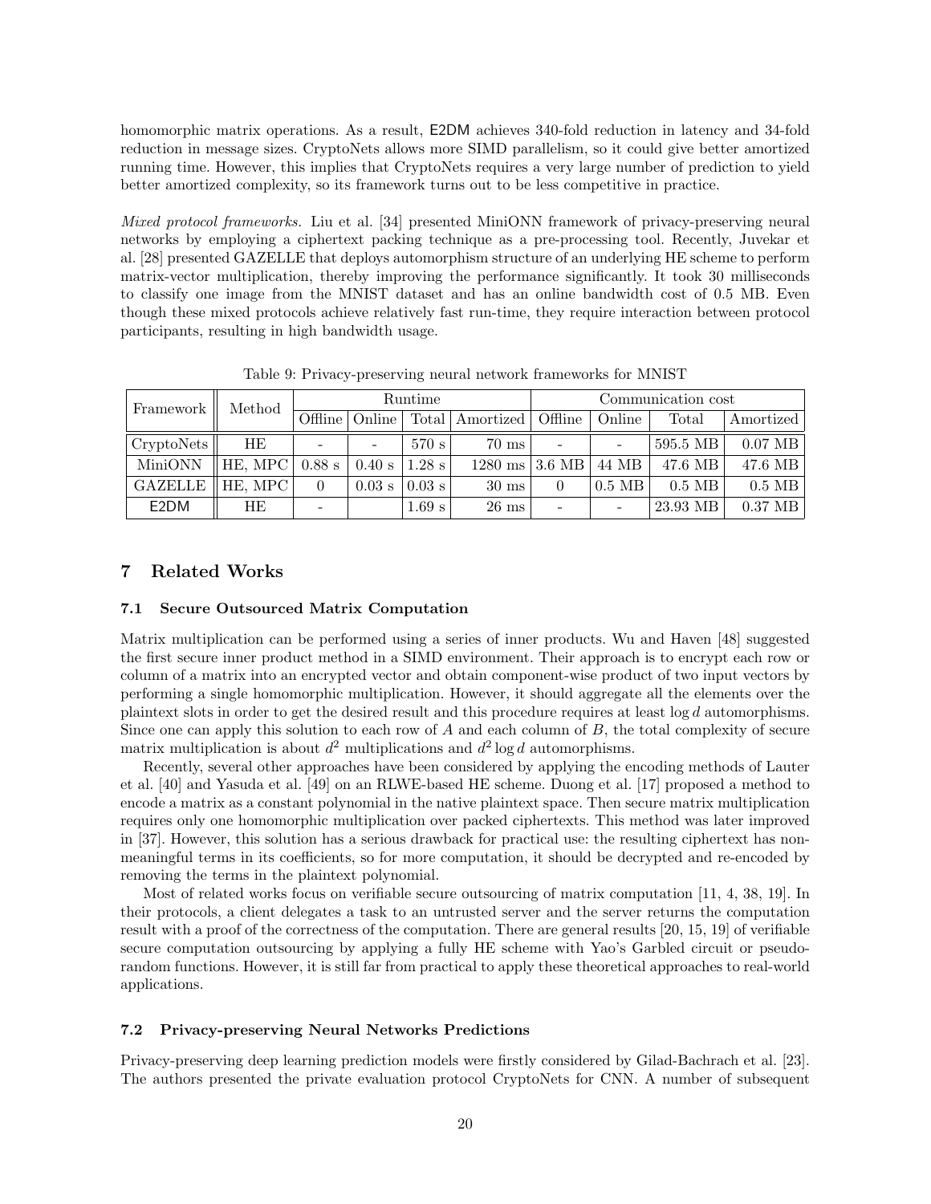homomorphic matrix operations. As a result, E2DM achieves 340-fold reduction in latency and 34-fold reduction in message sizes. CryptoNets allows more SIMD parallelism, so it could give better amortized running time. However, this implies that CryptoNets requires a very large number of prediction to yield better amortized complexity, so its framework turns out to be less competitive in practice.

*Mixed protocol frameworks.* Liu et al. [34] presented MiniONN framework of privacy-preserving neural networks by employing a ciphertext packing technique as a pre-processing tool. Recently, Juvekar et al. [28] presented GAZELLE that deploys automorphism structure of an underlying HE scheme to perform matrix-vector multiplication, thereby improving the performance significantly. It took 30 milliseconds to classify one image from the MNIST dataset and has an online bandwidth cost of 0.5 MB. Even though these mixed protocols achieve relatively fast run-time, they require interaction between protocol participants, resulting in high bandwidth usage.

Table 9: Privacy-preserving neural network frameworks for MNIST

| Framework | Method | Runtime | | | | Communication cost | | | |
|---|---|---|---|---|---|---|---|---|---|
| | | Offline | Online | Total | Amortized | Offline | Online | Total | Amortized |
| CryptoNets | HE | - | - | 570 s | 70 ms | - | - | 595.5 MB | 0.07 MB |
| MiniONN | HE, MPC | 0.88 s | 0.40 s | 1.28 s | 1280 ms | 3.6 MB | 44 MB | 47.6 MB | 47.6 MB |
| GAZELLE | HE, MPC | 0 | 0.03 s | 0.03 s | 30 ms | 0 | 0.5 MB | 0.5 MB | 0.5 MB |
| E2DM | HE | - | | 1.69 s | 26 ms | - | - | 23.93 MB | 0.37 MB |

## 7 Related Works

### 7.1 Secure Outsourced Matrix Computation

Matrix multiplication can be performed using a series of inner products. Wu and Haven [48] suggested the first secure inner product method in a SIMD environment. Their approach is to encrypt each row or column of a matrix into an encrypted vector and obtain component-wise product of two input vectors by performing a single homomorphic multiplication. However, it should aggregate all the elements over the plaintext slots in order to get the desired result and this procedure requires at least $\log d$ automorphisms. Since one can apply this solution to each row of $A$ and each column of $B$, the total complexity of secure matrix multiplication is about $d^2$ multiplications and $d^2 \log d$ automorphisms.

Recently, several other approaches have been considered by applying the encoding methods of Lauter et al. [40] and Yasuda et al. [49] on an RLWE-based HE scheme. Duong et al. [17] proposed a method to encode a matrix as a constant polynomial in the native plaintext space. Then secure matrix multiplication requires only one homomorphic multiplication over packed ciphertexts. This method was later improved in [37]. However, this solution has a serious drawback for practical use: the resulting ciphertext has non-meaningful terms in its coefficients, so for more computation, it should be decrypted and re-encoded by removing the terms in the plaintext polynomial.

Most of related works focus on verifiable secure outsourcing of matrix computation [11, 4, 38, 19]. In their protocols, a client delegates a task to an untrusted server and the server returns the computation result with a proof of the correctness of the computation. There are general results [20, 15, 19] of verifiable secure computation outsourcing by applying a fully HE scheme with Yao's Garbled circuit or pseudo-random functions. However, it is still far from practical to apply these theoretical approaches to real-world applications.

### 7.2 Privacy-preserving Neural Networks Predictions

Privacy-preserving deep learning prediction models were firstly considered by Gilad-Bachrach et al. [23]. The authors presented the private evaluation protocol CryptoNets for CNN. A number of subsequent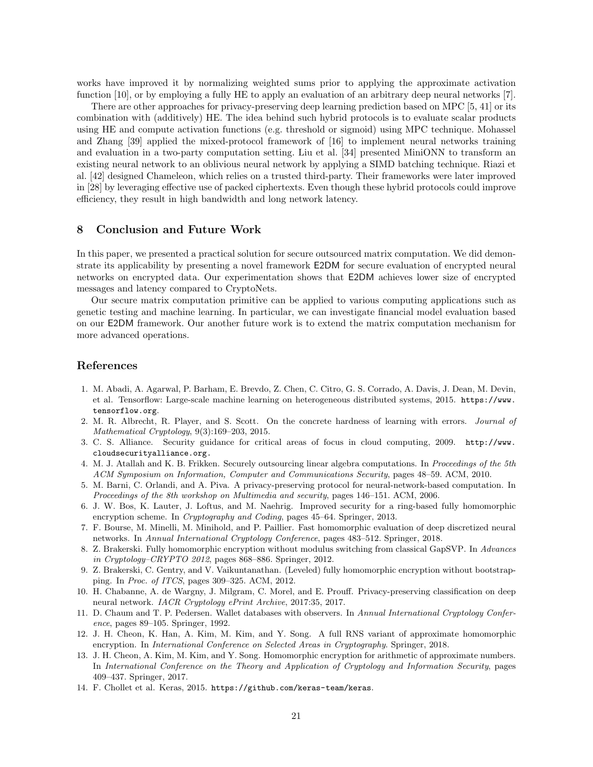works have improved it by normalizing weighted sums prior to applying the approximate activation function [10], or by employing a fully HE to apply an evaluation of an arbitrary deep neural networks [7].

There are other approaches for privacy-preserving deep learning prediction based on MPC [5, 41] or its combination with (additively) HE. The idea behind such hybrid protocols is to evaluate scalar products using HE and compute activation functions (e.g. threshold or sigmoid) using MPC technique. Mohassel and Zhang [39] applied the mixed-protocol framework of [16] to implement neural networks training and evaluation in a two-party computation setting. Liu et al. [34] presented MiniONN to transform an existing neural network to an oblivious neural network by applying a SIMD batching technique. Riazi et al. [42] designed Chameleon, which relies on a trusted third-party. Their frameworks were later improved in [28] by leveraging effective use of packed ciphertexts. Even though these hybrid protocols could improve efficiency, they result in high bandwidth and long network latency.

## 8 Conclusion and Future Work

In this paper, we presented a practical solution for secure outsourced matrix computation. We did demonstrate its applicability by presenting a novel framework E2DM for secure evaluation of encrypted neural networks on encrypted data. Our experimentation shows that E2DM achieves lower size of encrypted messages and latency compared to CryptoNets.

Our secure matrix computation primitive can be applied to various computing applications such as genetic testing and machine learning. In particular, we can investigate financial model evaluation based on our E2DM framework. Our another future work is to extend the matrix computation mechanism for more advanced operations.

## References

1. M. Abadi, A. Agarwal, P. Barham, E. Brevdo, Z. Chen, C. Citro, G. S. Corrado, A. Davis, J. Dean, M. Devin, et al. Tensorflow: Large-scale machine learning on heterogeneous distributed systems, 2015. `https://www.tensorflow.org`.
2. M. R. Albrecht, R. Player, and S. Scott. On the concrete hardness of learning with errors. *Journal of Mathematical Cryptology*, 9(3):169–203, 2015.
3. C. S. Alliance. Security guidance for critical areas of focus in cloud computing, 2009. `http://www.cloudsecurityalliance.org.`
4. M. J. Atallah and K. B. Frikken. Securely outsourcing linear algebra computations. In *Proceedings of the 5th ACM Symposium on Information, Computer and Communications Security*, pages 48–59. ACM, 2010.
5. M. Barni, C. Orlandi, and A. Piva. A privacy-preserving protocol for neural-network-based computation. In *Proceedings of the 8th workshop on Multimedia and security*, pages 146–151. ACM, 2006.
6. J. W. Bos, K. Lauter, J. Loftus, and M. Naehrig. Improved security for a ring-based fully homomorphic encryption scheme. In *Cryptography and Coding*, pages 45–64. Springer, 2013.
7. F. Bourse, M. Minelli, M. Minihold, and P. Paillier. Fast homomorphic evaluation of deep discretized neural networks. In *Annual International Cryptology Conference*, pages 483–512. Springer, 2018.
8. Z. Brakerski. Fully homomorphic encryption without modulus switching from classical GapSVP. In *Advances in Cryptology–CRYPTO 2012*, pages 868–886. Springer, 2012.
9. Z. Brakerski, C. Gentry, and V. Vaikuntanathan. (Leveled) fully homomorphic encryption without bootstrapping. In *Proc. of ITCS*, pages 309–325. ACM, 2012.
10. H. Chabanne, A. de Wargny, J. Milgram, C. Morel, and E. Prouff. Privacy-preserving classification on deep neural network. *IACR Cryptology ePrint Archive*, 2017:35, 2017.
11. D. Chaum and T. P. Pedersen. Wallet databases with observers. In *Annual International Cryptology Conference*, pages 89–105. Springer, 1992.
12. J. H. Cheon, K. Han, A. Kim, M. Kim, and Y. Song. A full RNS variant of approximate homomorphic encryption. In *International Conference on Selected Areas in Cryptography*. Springer, 2018.
13. J. H. Cheon, A. Kim, M. Kim, and Y. Song. Homomorphic encryption for arithmetic of approximate numbers. In *International Conference on the Theory and Application of Cryptology and Information Security*, pages 409–437. Springer, 2017.
14. F. Chollet et al. Keras, 2015. `https://github.com/keras-team/keras`.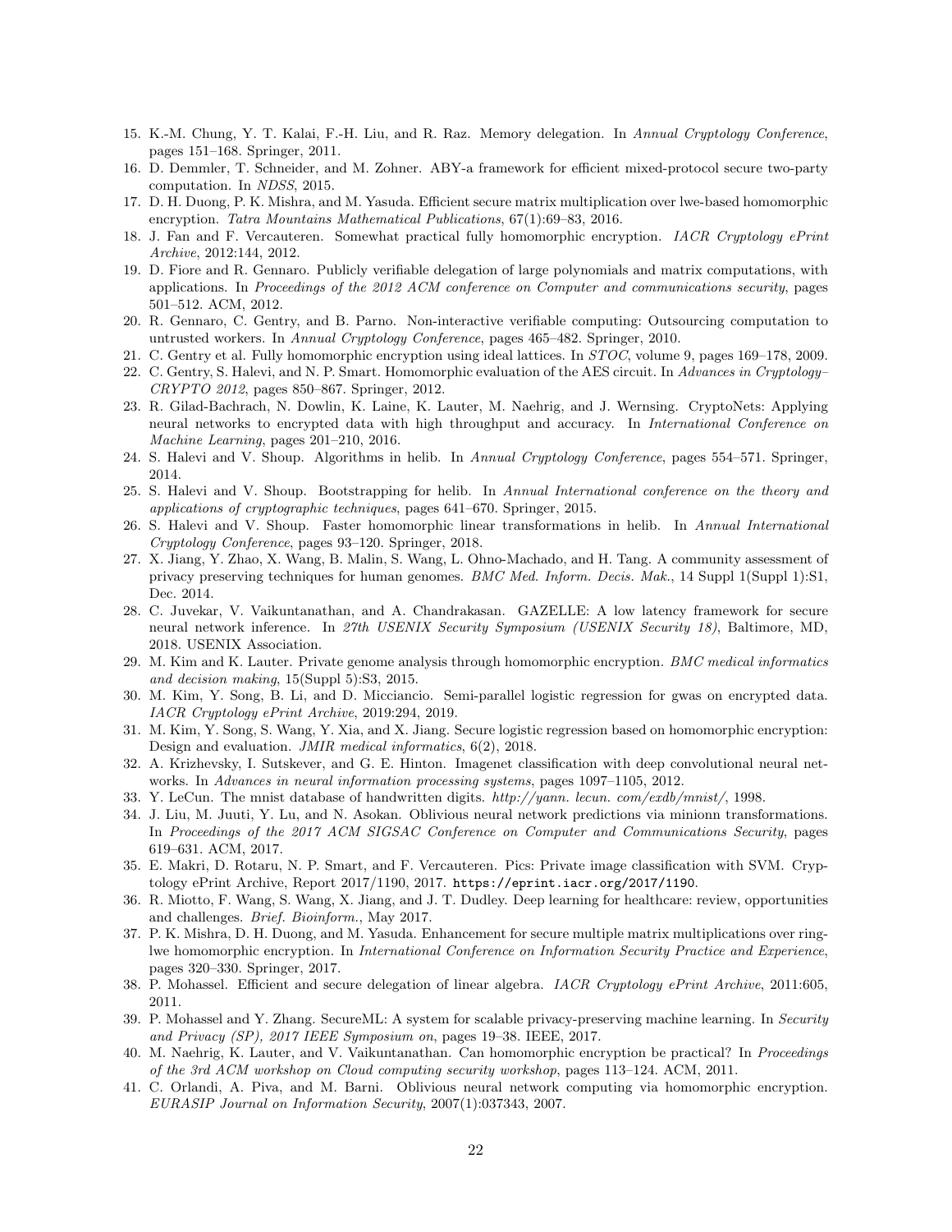15. K.-M. Chung, Y. T. Kalai, F.-H. Liu, and R. Raz. Memory delegation. In *Annual Cryptology Conference*, pages 151–168. Springer, 2011.
16. D. Demmler, T. Schneider, and M. Zohner. ABY-a framework for efficient mixed-protocol secure two-party computation. In *NDSS*, 2015.
17. D. H. Duong, P. K. Mishra, and M. Yasuda. Efficient secure matrix multiplication over lwe-based homomorphic encryption. *Tatra Mountains Mathematical Publications*, 67(1):69–83, 2016.
18. J. Fan and F. Vercauteren. Somewhat practical fully homomorphic encryption. *IACR Cryptology ePrint Archive*, 2012:144, 2012.
19. D. Fiore and R. Gennaro. Publicly verifiable delegation of large polynomials and matrix computations, with applications. In *Proceedings of the 2012 ACM conference on Computer and communications security*, pages 501–512. ACM, 2012.
20. R. Gennaro, C. Gentry, and B. Parno. Non-interactive verifiable computing: Outsourcing computation to untrusted workers. In *Annual Cryptology Conference*, pages 465–482. Springer, 2010.
21. C. Gentry et al. Fully homomorphic encryption using ideal lattices. In *STOC*, volume 9, pages 169–178, 2009.
22. C. Gentry, S. Halevi, and N. P. Smart. Homomorphic evaluation of the AES circuit. In *Advances in Cryptology–CRYPTO 2012*, pages 850–867. Springer, 2012.
23. R. Gilad-Bachrach, N. Dowlin, K. Laine, K. Lauter, M. Naehrig, and J. Wernsing. CryptoNets: Applying neural networks to encrypted data with high throughput and accuracy. In *International Conference on Machine Learning*, pages 201–210, 2016.
24. S. Halevi and V. Shoup. Algorithms in helib. In *Annual Cryptology Conference*, pages 554–571. Springer, 2014.
25. S. Halevi and V. Shoup. Bootstrapping for helib. In *Annual International conference on the theory and applications of cryptographic techniques*, pages 641–670. Springer, 2015.
26. S. Halevi and V. Shoup. Faster homomorphic linear transformations in helib. In *Annual International Cryptology Conference*, pages 93–120. Springer, 2018.
27. X. Jiang, Y. Zhao, X. Wang, B. Malin, S. Wang, L. Ohno-Machado, and H. Tang. A community assessment of privacy preserving techniques for human genomes. *BMC Med. Inform. Decis. Mak.*, 14 Suppl 1(Suppl 1):S1, Dec. 2014.
28. C. Juvekar, V. Vaikuntanathan, and A. Chandrakasan. GAZELLE: A low latency framework for secure neural network inference. In *27th USENIX Security Symposium (USENIX Security 18)*, Baltimore, MD, 2018. USENIX Association.
29. M. Kim and K. Lauter. Private genome analysis through homomorphic encryption. *BMC medical informatics and decision making*, 15(Suppl 5):S3, 2015.
30. M. Kim, Y. Song, B. Li, and D. Micciancio. Semi-parallel logistic regression for gwas on encrypted data. *IACR Cryptology ePrint Archive*, 2019:294, 2019.
31. M. Kim, Y. Song, S. Wang, Y. Xia, and X. Jiang. Secure logistic regression based on homomorphic encryption: Design and evaluation. *JMIR medical informatics*, 6(2), 2018.
32. A. Krizhevsky, I. Sutskever, and G. E. Hinton. Imagenet classification with deep convolutional neural networks. In *Advances in neural information processing systems*, pages 1097–1105, 2012.
33. Y. LeCun. The mnist database of handwritten digits. *http://yann. lecun. com/exdb/mnist/*, 1998.
34. J. Liu, M. Juuti, Y. Lu, and N. Asokan. Oblivious neural network predictions via minionn transformations. In *Proceedings of the 2017 ACM SIGSAC Conference on Computer and Communications Security*, pages 619–631. ACM, 2017.
35. E. Makri, D. Rotaru, N. P. Smart, and F. Vercauteren. Pics: Private image classification with SVM. Cryptology ePrint Archive, Report 2017/1190, 2017. `https://eprint.iacr.org/2017/1190`.
36. R. Miotto, F. Wang, S. Wang, X. Jiang, and J. T. Dudley. Deep learning for healthcare: review, opportunities and challenges. *Brief. Bioinform.*, May 2017.
37. P. K. Mishra, D. H. Duong, and M. Yasuda. Enhancement for secure multiple matrix multiplications over ring-lwe homomorphic encryption. In *International Conference on Information Security Practice and Experience*, pages 320–330. Springer, 2017.
38. P. Mohassel. Efficient and secure delegation of linear algebra. *IACR Cryptology ePrint Archive*, 2011:605, 2011.
39. P. Mohassel and Y. Zhang. SecureML: A system for scalable privacy-preserving machine learning. In *Security and Privacy (SP), 2017 IEEE Symposium on*, pages 19–38. IEEE, 2017.
40. M. Naehrig, K. Lauter, and V. Vaikuntanathan. Can homomorphic encryption be practical? In *Proceedings of the 3rd ACM workshop on Cloud computing security workshop*, pages 113–124. ACM, 2011.
41. C. Orlandi, A. Piva, and M. Barni. Oblivious neural network computing via homomorphic encryption. *EURASIP Journal on Information Security*, 2007(1):037343, 2007.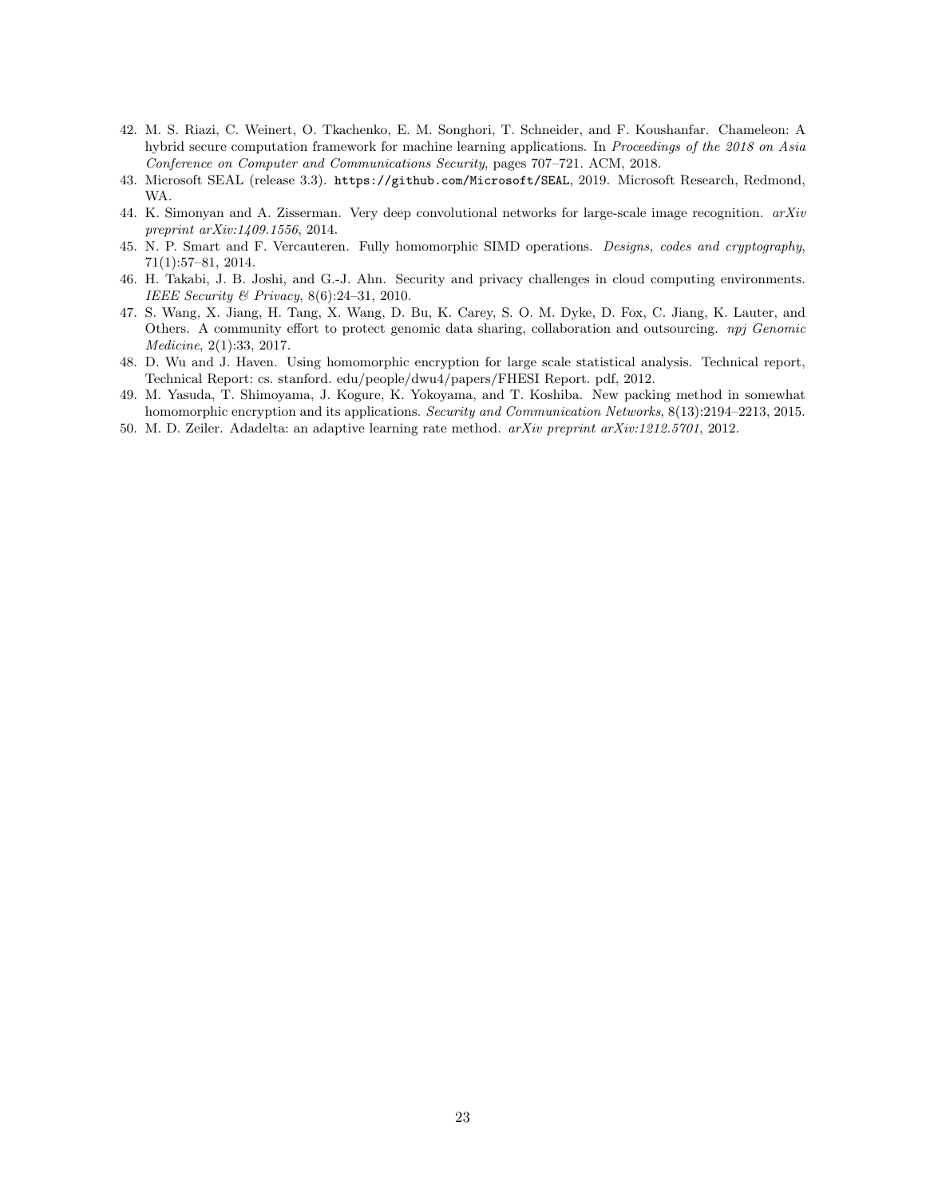42. M. S. Riazi, C. Weinert, O. Tkachenko, E. M. Songhori, T. Schneider, and F. Koushanfar. Chameleon: A hybrid secure computation framework for machine learning applications. In *Proceedings of the 2018 on Asia Conference on Computer and Communications Security*, pages 707–721. ACM, 2018.
43. Microsoft SEAL (release 3.3). `https://github.com/Microsoft/SEAL`, 2019. Microsoft Research, Redmond, WA.
44. K. Simonyan and A. Zisserman. Very deep convolutional networks for large-scale image recognition. *arXiv preprint arXiv:1409.1556*, 2014.
45. N. P. Smart and F. Vercauteren. Fully homomorphic SIMD operations. *Designs, codes and cryptography*, 71(1):57–81, 2014.
46. H. Takabi, J. B. Joshi, and G.-J. Ahn. Security and privacy challenges in cloud computing environments. *IEEE Security & Privacy*, 8(6):24–31, 2010.
47. S. Wang, X. Jiang, H. Tang, X. Wang, D. Bu, K. Carey, S. O. M. Dyke, D. Fox, C. Jiang, K. Lauter, and Others. A community effort to protect genomic data sharing, collaboration and outsourcing. *npj Genomic Medicine*, 2(1):33, 2017.
48. D. Wu and J. Haven. Using homomorphic encryption for large scale statistical analysis. Technical report, Technical Report: cs. stanford. edu/people/dwu4/papers/FHESI Report. pdf, 2012.
49. M. Yasuda, T. Shimoyama, J. Kogure, K. Yokoyama, and T. Koshiba. New packing method in somewhat homomorphic encryption and its applications. *Security and Communication Networks*, 8(13):2194–2213, 2015.
50. M. D. Zeiler. Adadelta: an adaptive learning rate method. *arXiv preprint arXiv:1212.5701*, 2012.